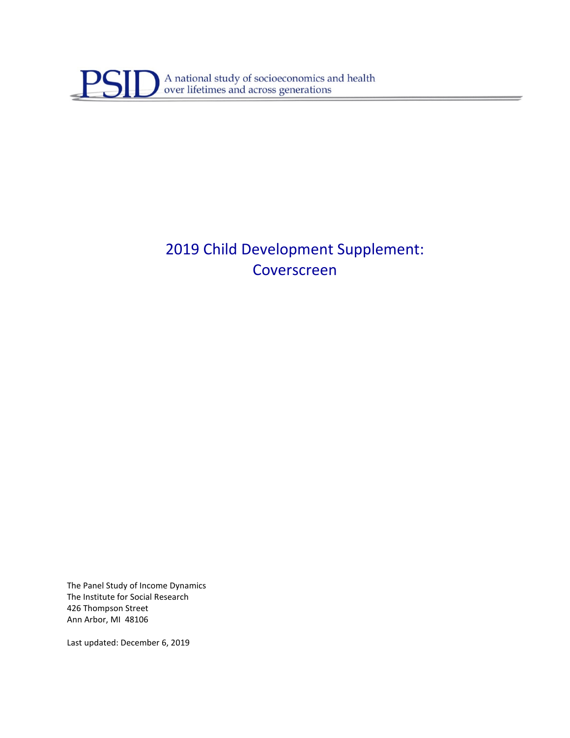PSID A national study of socioeconomics and health over lifetimes and across generations

# 2019 Child Development Supplement: Coverscreen

The Panel Study of Income Dynamics
The Institute for Social Research
426 Thompson Street
Ann Arbor, MI 48106

Last updated: December 6, 2019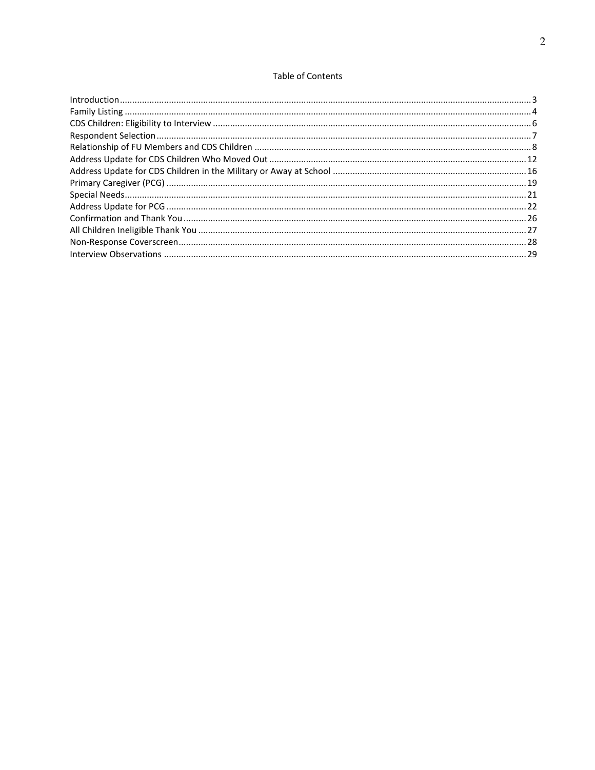# Table of Contents

| Section | Page |
| --- | --- |
| Introduction | 3 |
| Family Listing | 4 |
| CDS Children: Eligibility to Interview | 6 |
| Respondent Selection | 7 |
| Relationship of FU Members and CDS Children | 8 |
| Address Update for CDS Children Who Moved Out | 12 |
| Address Update for CDS Children in the Military or Away at School | 16 |
| Primary Caregiver (PCG) | 19 |
| Special Needs | 21 |
| Address Update for PCG | 22 |
| Confirmation and Thank You | 26 |
| All Children Ineligible Thank You | 27 |
| Non-Response Coverscreen | 28 |
| Interview Observations | 29 |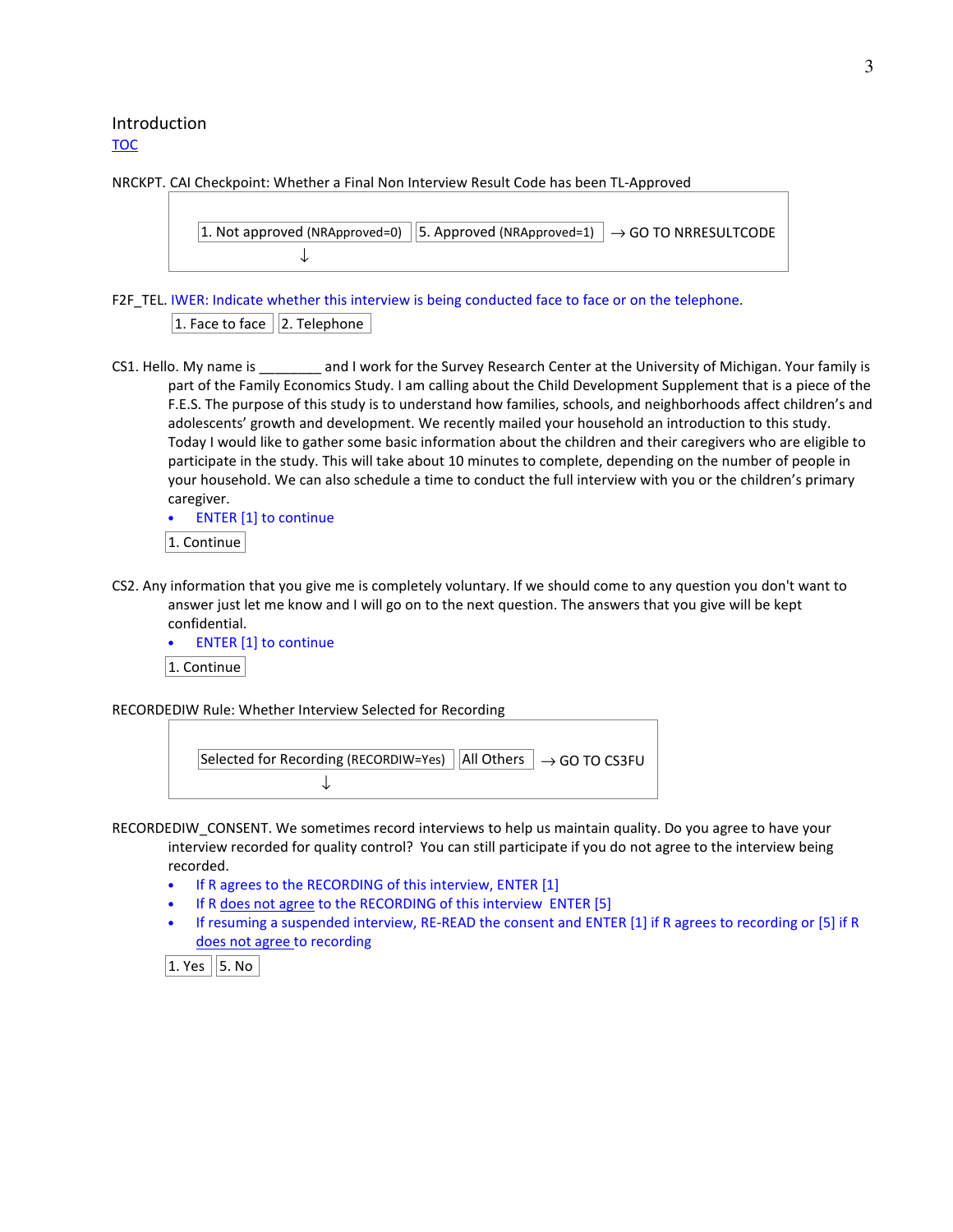## Introduction

TOC

NRCKPT. CAI Checkpoint: Whether a Final Non Interview Result Code has been TL-Approved

| 1. Not approved (NRApproved=0) | 5. Approved (NRApproved=1) → GO TO NRRESULTCODE |
|---|---|
| ↓ | |

F2F_TEL. IWER: Indicate whether this interview is being conducted face to face or on the telephone.

| 1. Face to face | 2. Telephone |
|---|---|

CS1. Hello. My name is ________ and I work for the Survey Research Center at the University of Michigan. Your family is part of the Family Economics Study. I am calling about the Child Development Supplement that is a piece of the F.E.S. The purpose of this study is to understand how families, schools, and neighborhoods affect children's and adolescents' growth and development. We recently mailed your household an introduction to this study. Today I would like to gather some basic information about the children and their caregivers who are eligible to participate in the study. This will take about 10 minutes to complete, depending on the number of people in your household. We can also schedule a time to conduct the full interview with you or the children's primary caregiver.

- ENTER [1] to continue

| 1. Continue |
|---|

CS2. Any information that you give me is completely voluntary. If we should come to any question you don't want to answer just let me know and I will go on to the next question. The answers that you give will be kept confidential.

- ENTER [1] to continue

| 1. Continue |
|---|

RECORDEDIW Rule: Whether Interview Selected for Recording

| Selected for Recording (RECORDIW=Yes) | All Others → GO TO CS3FU |
|---|---|
| ↓ | |

RECORDEDIW_CONSENT. We sometimes record interviews to help us maintain quality. Do you agree to have your interview recorded for quality control? You can still participate if you do not agree to the interview being recorded.

- If R agrees to the RECORDING of this interview, ENTER [1]
- If R does not agree to the RECORDING of this interview ENTER [5]
- If resuming a suspended interview, RE-READ the consent and ENTER [1] if R agrees to recording or [5] if R does not agree to recording

| 1. Yes | 5. No |
|---|---|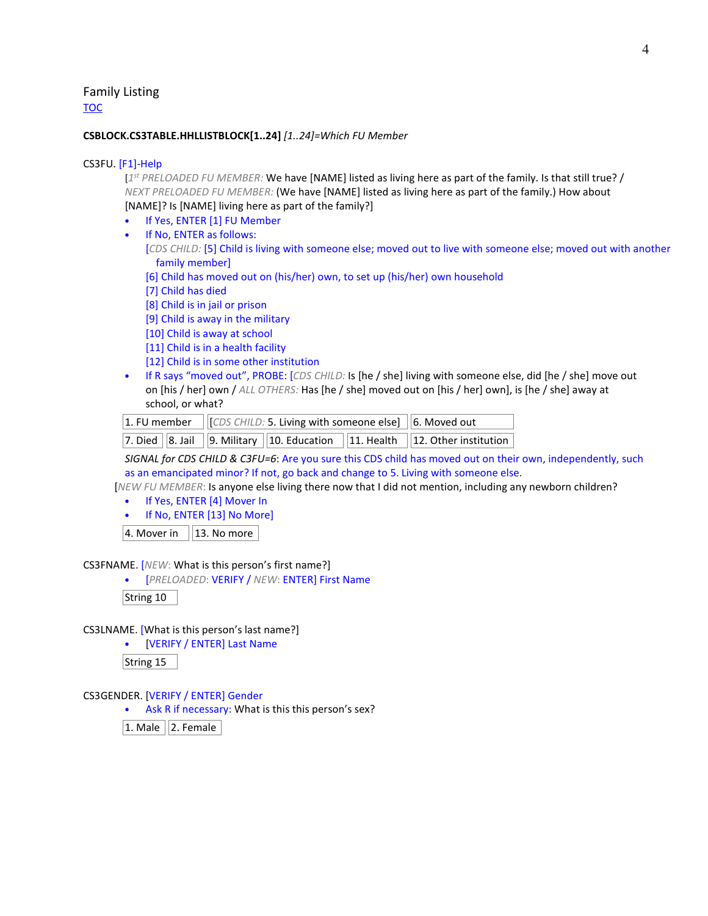## Family Listing

TOC

**CSBLOCK.CS3TABLE.HHLLISTBLOCK[1..24]** *[1..24]=Which FU Member*

CS3FU. [F1]-Help

[*1st PRELOADED FU MEMBER:* We have [NAME] listed as living here as part of the family. Is that still true? / *NEXT PRELOADED FU MEMBER:* (We have [NAME] listed as living here as part of the family.) How about [NAME]? Is [NAME] living here as part of the family?]

- If Yes, ENTER [1] FU Member
- If No, ENTER as follows:
  [*CDS CHILD:* [5] Child is living with someone else; moved out to live with someone else; moved out with another family member]
  [6] Child has moved out on (his/her) own, to set up (his/her) own household
  [7] Child has died
  [8] Child is in jail or prison
  [9] Child is away in the military
  [10] Child is away at school
  [11] Child is in a health facility
  [12] Child is in some other institution
- If R says "moved out", PROBE: [*CDS CHILD:* Is [he / she] living with someone else, did [he / she] move out on [his / her] own / *ALL OTHERS:* Has [he / she] moved out on [his / her] own], is [he / she] away at school, or what?

| 1. FU member | [*CDS CHILD:* 5. Living with someone else] | 6. Moved out |
|---|---|---|

| 7. Died | 8. Jail | 9. Military | 10. Education | 11. Health | 12. Other institution |
|---|---|---|---|---|---|

*SIGNAL for CDS CHILD & C3FU=6*: Are you sure this CDS child has moved out on their own, independently, such as an emancipated minor? If not, go back and change to 5. Living with someone else.

[*NEW FU MEMBER*: Is anyone else living there now that I did not mention, including any newborn children?

- If Yes, ENTER [4] Mover In
- If No, ENTER [13] No More]

| 4. Mover in | 13. No more |
|---|---|

CS3FNAME. [*NEW*: What is this person's first name?]

- [*PRELOADED*: VERIFY / *NEW*: ENTER] First Name

| String 10 |
|---|

CS3LNAME. [What is this person's last name?]

- [VERIFY / ENTER] Last Name

| String 15 |
|---|

CS3GENDER. [VERIFY / ENTER] Gender

- Ask R if necessary: What is this this person's sex?

| 1. Male | 2. Female |
|---|---|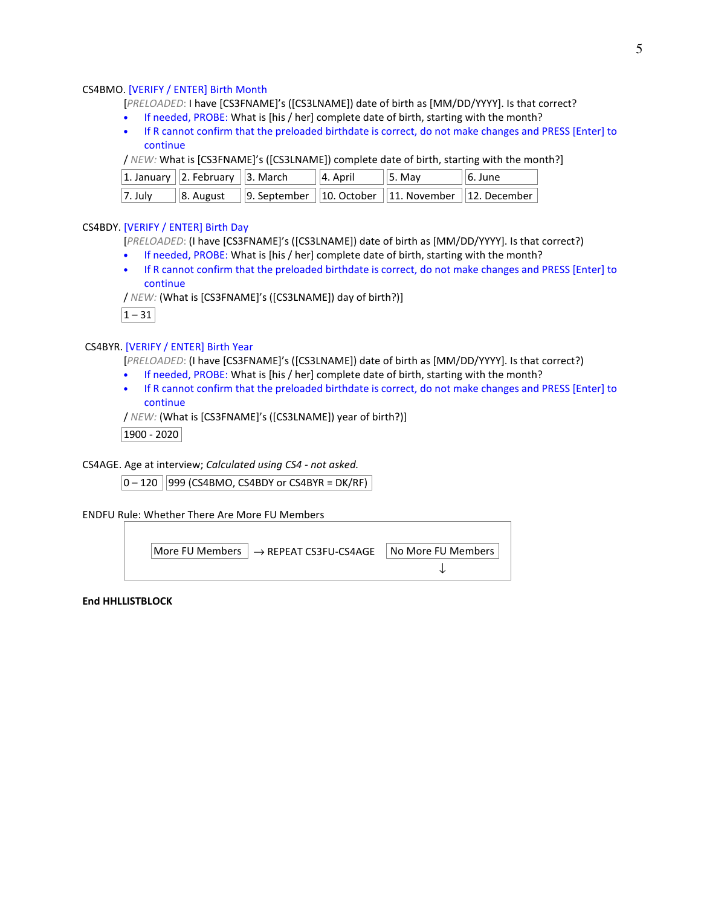CS4BMO. [VERIFY / ENTER] Birth Month

[*PRELOADED*: I have [CS3FNAME]'s ([CS3LNAME]) date of birth as [MM/DD/YYYY]. Is that correct?

- If needed, PROBE: What is [his / her] complete date of birth, starting with the month?
- If R cannot confirm that the preloaded birthdate is correct, do not make changes and PRESS [Enter] to continue

/ *NEW:* What is [CS3FNAME]'s ([CS3LNAME]) complete date of birth, starting with the month?]

| 1. January | 2. February | 3. March | 4. April | 5. May | 6. June |
|---|---|---|---|---|---|
| 7. July | 8. August | 9. September | 10. October | 11. November | 12. December |

CS4BDY. [VERIFY / ENTER] Birth Day

[*PRELOADED*: (I have [CS3FNAME]'s ([CS3LNAME]) date of birth as [MM/DD/YYYY]. Is that correct?)

- If needed, PROBE: What is [his / her] complete date of birth, starting with the month?
- If R cannot confirm that the preloaded birthdate is correct, do not make changes and PRESS [Enter] to continue

/ *NEW:* (What is [CS3FNAME]'s ([CS3LNAME]) day of birth?)]

| 1 – 31 |
|---|

CS4BYR. [VERIFY / ENTER] Birth Year

[*PRELOADED*: (I have [CS3FNAME]'s ([CS3LNAME]) date of birth as [MM/DD/YYYY]. Is that correct?)

- If needed, PROBE: What is [his / her] complete date of birth, starting with the month?
- If R cannot confirm that the preloaded birthdate is correct, do not make changes and PRESS [Enter] to continue

/ *NEW:* (What is [CS3FNAME]'s ([CS3LNAME]) year of birth?)]

| 1900 - 2020 |
|---|

CS4AGE. Age at interview; *Calculated using CS4 - not asked.*

| 0 – 120 | 999 (CS4BMO, CS4BDY or CS4BYR = DK/RF) |
|---|---|

ENDFU Rule: Whether There Are More FU Members

| More FU Members → REPEAT CS3FU-CS4AGE | No More FU Members ↓ |
|---|---|

**End HHLISTBLOCK**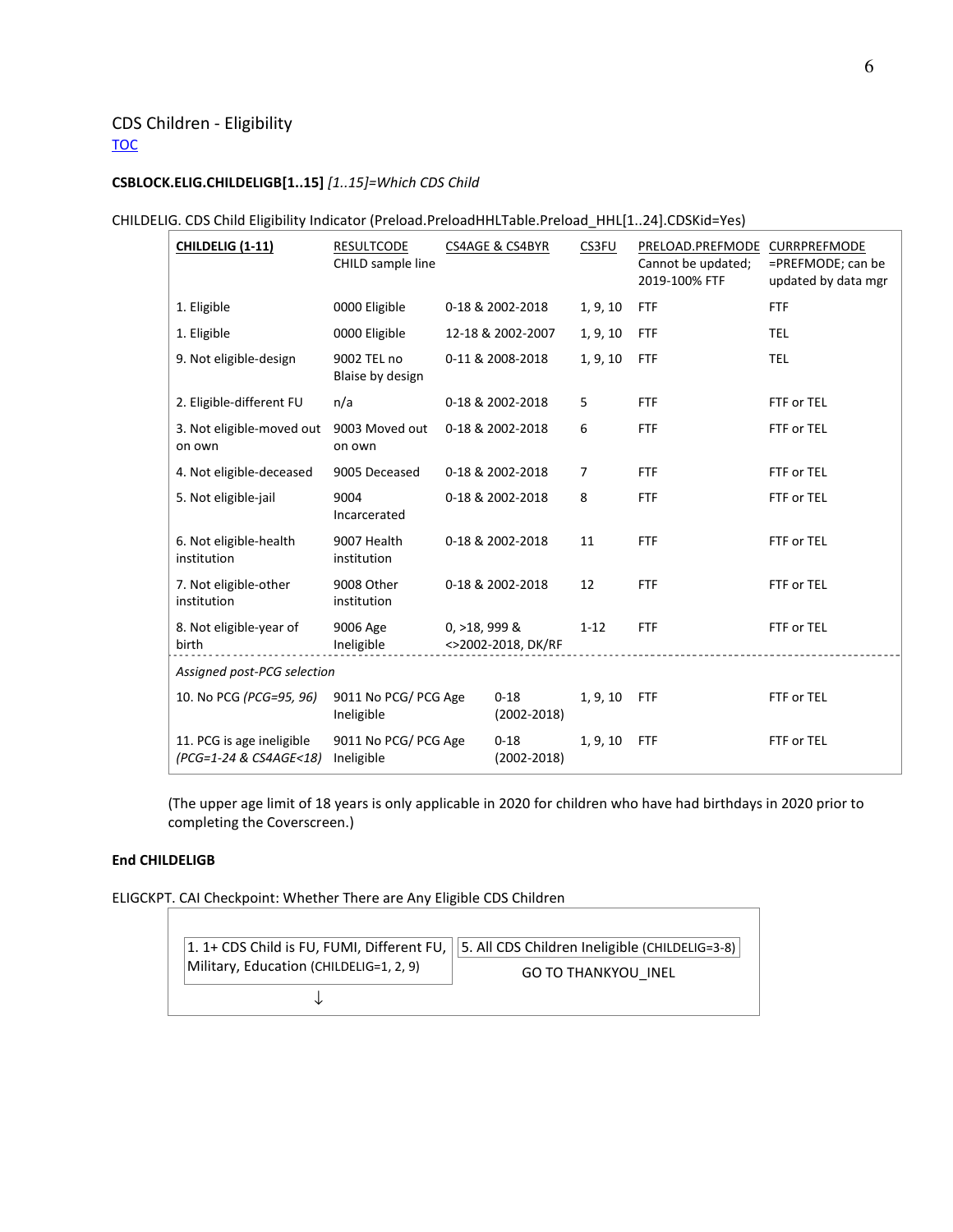## CDS Children - Eligibility

TOC

**CSBLOCK.ELIG.CHILDELIGB[1..15]** *[1..15]=Which CDS Child*

CHILDELIG. CDS Child Eligibility Indicator (Preload.PreloadHHLTable.Preload_HHL[1..24].CDSKid=Yes)

| CHILDELIG (1-11) | RESULTCODE CHILD sample line | CS4AGE & CS4BYR | CS3FU | PRELOAD.PREFMODE Cannot be updated; 2019-100% FTF | CURRPREFMODE =PREFMODE; can be updated by data mgr |
|---|---|---|---|---|---|
| 1. Eligible | 0000 Eligible | 0-18 & 2002-2018 | 1, 9, 10 | FTF | FTF |
| 1. Eligible | 0000 Eligible | 12-18 & 2002-2007 | 1, 9, 10 | FTF | TEL |
| 9. Not eligible-design | 9002 TEL no Blaise by design | 0-11 & 2008-2018 | 1, 9, 10 | FTF | TEL |
| 2. Eligible-different FU | n/a | 0-18 & 2002-2018 | 5 | FTF | FTF or TEL |
| 3. Not eligible-moved out on own | 9003 Moved out on own | 0-18 & 2002-2018 | 6 | FTF | FTF or TEL |
| 4. Not eligible-deceased | 9005 Deceased | 0-18 & 2002-2018 | 7 | FTF | FTF or TEL |
| 5. Not eligible-jail | 9004 Incarcerated | 0-18 & 2002-2018 | 8 | FTF | FTF or TEL |
| 6. Not eligible-health institution | 9007 Health institution | 0-18 & 2002-2018 | 11 | FTF | FTF or TEL |
| 7. Not eligible-other institution | 9008 Other institution | 0-18 & 2002-2018 | 12 | FTF | FTF or TEL |
| 8. Not eligible-year of birth | 9006 Age Ineligible | 0, >18, 999 & <>2002-2018, DK/RF | 1-12 | FTF | FTF or TEL |
| *Assigned post-PCG selection* | | | | | |
| 10. No PCG *(PCG=95, 96)* | 9011 No PCG/ PCG Age Ineligible | 0-18 (2002-2018) | 1, 9, 10 | FTF | FTF or TEL |
| 11. PCG is age ineligible *(PCG=1-24 & CS4AGE<18)* | 9011 No PCG/ PCG Age Ineligible | 0-18 (2002-2018) | 1, 9, 10 | FTF | FTF or TEL |

(The upper age limit of 18 years is only applicable in 2020 for children who have had birthdays in 2020 prior to completing the Coverscreen.)

**End CHILDELIGB**

ELIGCKPT. CAI Checkpoint: Whether There are Any Eligible CDS Children

| 1. 1+ CDS Child is FU, FUMI, Different FU, Military, Education (CHILDELIG=1, 2, 9) | 5. All CDS Children Ineligible (CHILDELIG=3-8) |
|---|---|
| ↓ | GO TO THANKYOU_INEL |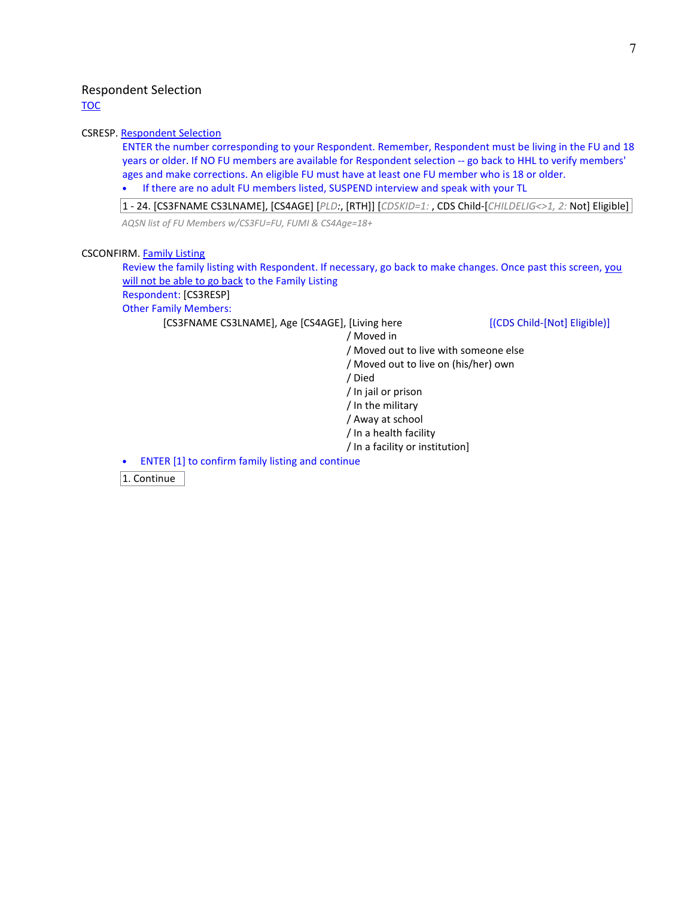## Respondent Selection

TOC

CSRESP. Respondent Selection

ENTER the number corresponding to your Respondent. Remember, Respondent must be living in the FU and 18 years or older. If NO FU members are available for Respondent selection -- go back to HHL to verify members' ages and make corrections. An eligible FU must have at least one FU member who is 18 or older.

- If there are no adult FU members listed, SUSPEND interview and speak with your TL

1 - 24. [CS3FNAME CS3LNAME], [CS4AGE] [*PLD:*, [RTH]] [*CDSKID=1:* , CDS Child-[*CHILDELIG<>1, 2:* Not] Eligible]

*AQSN list of FU Members w/CS3FU=FU, FUMI & CS4Age=18+*

CSCONFIRM. Family Listing

Review the family listing with Respondent. If necessary, go back to make changes. Once past this screen, you will not be able to go back to the Family Listing

Respondent: [CS3RESP]

Other Family Members:

[CS3FNAME CS3LNAME], Age [CS4AGE], [Living here / Moved in / Moved out to live with someone else / Moved out to live on (his/her) own / Died / In jail or prison / In the military / Away at school / In a health facility / In a facility or institution] [(CDS Child-[Not] Eligible)]

- ENTER [1] to confirm family listing and continue

1. Continue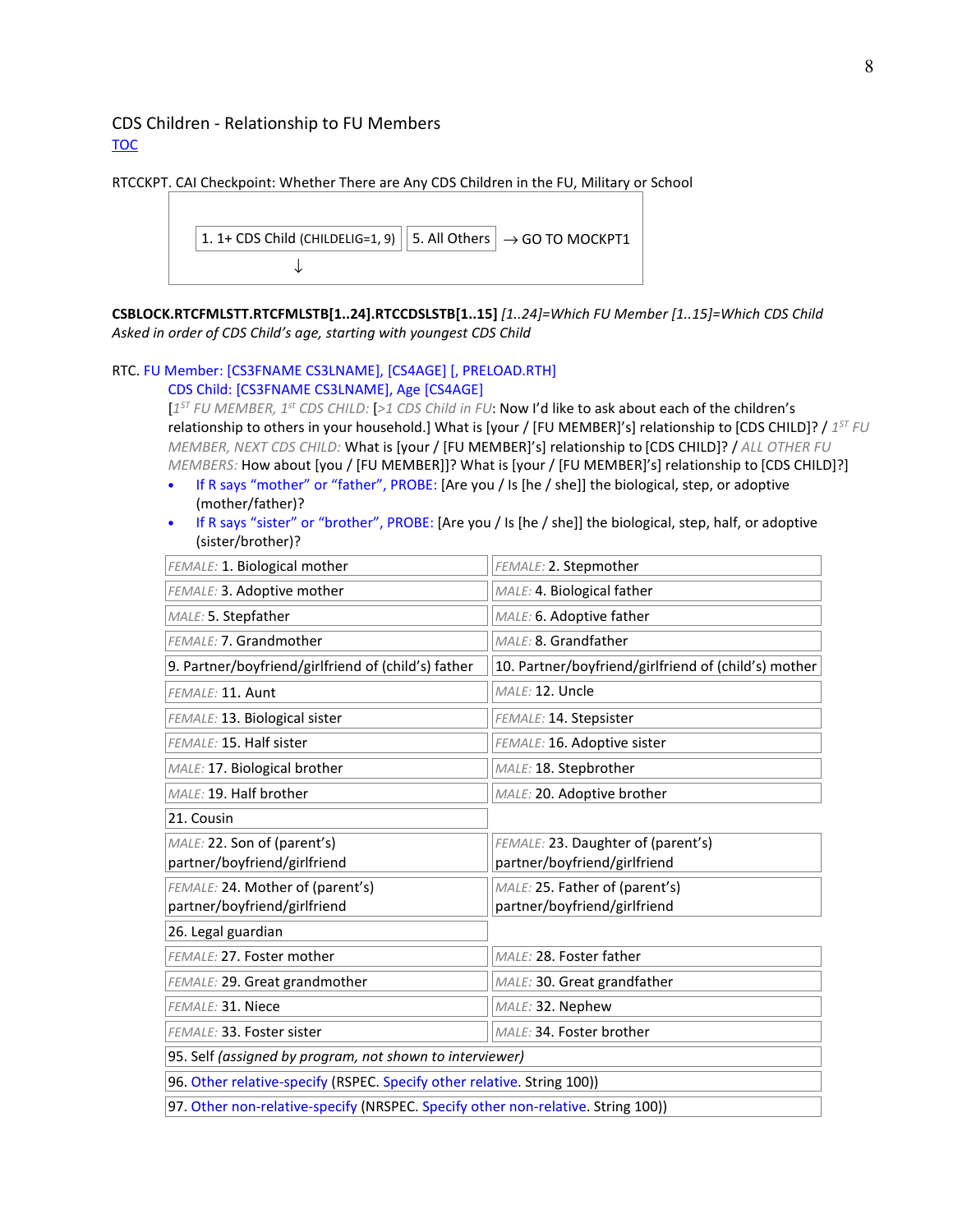## CDS Children - Relationship to FU Members

TOC

RTCCKPT. CAI Checkpoint: Whether There are Any CDS Children in the FU, Military or School

| 1. 1+ CDS Child (CHILDELIG=1, 9) ↓ | 5. All Others → GO TO MOCKPT1 |
|---|---|

**CSBLOCK.RTCFMLSTT.RTCFMLSTB[1..24].RTCCDSLSTB[1..15]** *[1..24]=Which FU Member [1..15]=Which CDS Child*
*Asked in order of CDS Child's age, starting with youngest CDS Child*

RTC. FU Member: [CS3FNAME CS3LNAME], [CS4AGE] [, PRELOAD.RTH]
CDS Child: [CS3FNAME CS3LNAME], Age [CS4AGE]
[*1ST FU MEMBER, 1st CDS CHILD:* [*>1 CDS Child in FU*: Now I'd like to ask about each of the children's relationship to others in your household.] What is [your / [FU MEMBER]'s] relationship to [CDS CHILD]? / *1ST FU MEMBER, NEXT CDS CHILD:* What is [your / [FU MEMBER]'s] relationship to [CDS CHILD]? / *ALL OTHER FU MEMBERS:* How about [you / [FU MEMBER]]? What is [your / [FU MEMBER]'s] relationship to [CDS CHILD]?]

- If R says "mother" or "father", PROBE: [Are you / Is [he / she]] the biological, step, or adoptive (mother/father)?
- If R says "sister" or "brother", PROBE: [Are you / Is [he / she]] the biological, step, half, or adoptive (sister/brother)?

| | |
|---|---|
| *FEMALE:* 1. Biological mother | *FEMALE:* 2. Stepmother |
| *FEMALE:* 3. Adoptive mother | *MALE:* 4. Biological father |
| *MALE:* 5. Stepfather | *MALE:* 6. Adoptive father |
| *FEMALE:* 7. Grandmother | *MALE:* 8. Grandfather |
| 9. Partner/boyfriend/girlfriend of (child's) father | 10. Partner/boyfriend/girlfriend of (child's) mother |
| *FEMALE:* 11. Aunt | *MALE:* 12. Uncle |
| *FEMALE:* 13. Biological sister | *FEMALE:* 14. Stepsister |
| *FEMALE:* 15. Half sister | *FEMALE:* 16. Adoptive sister |
| *MALE:* 17. Biological brother | *MALE:* 18. Stepbrother |
| *MALE:* 19. Half brother | *MALE:* 20. Adoptive brother |
| 21. Cousin | |
| *MALE:* 22. Son of (parent's) partner/boyfriend/girlfriend | *FEMALE:* 23. Daughter of (parent's) partner/boyfriend/girlfriend |
| *FEMALE:* 24. Mother of (parent's) partner/boyfriend/girlfriend | *MALE:* 25. Father of (parent's) partner/boyfriend/girlfriend |
| 26. Legal guardian | |
| *FEMALE:* 27. Foster mother | *MALE:* 28. Foster father |
| *FEMALE:* 29. Great grandmother | *MALE:* 30. Great grandfather |
| *FEMALE:* 31. Niece | *MALE:* 32. Nephew |
| *FEMALE:* 33. Foster sister | *MALE:* 34. Foster brother |
| 95. Self *(assigned by program, not shown to interviewer)* | |
| 96. Other relative-specify (RSPEC. Specify other relative. String 100)) | |
| 97. Other non-relative-specify (NRSPEC. Specify other non-relative. String 100)) | |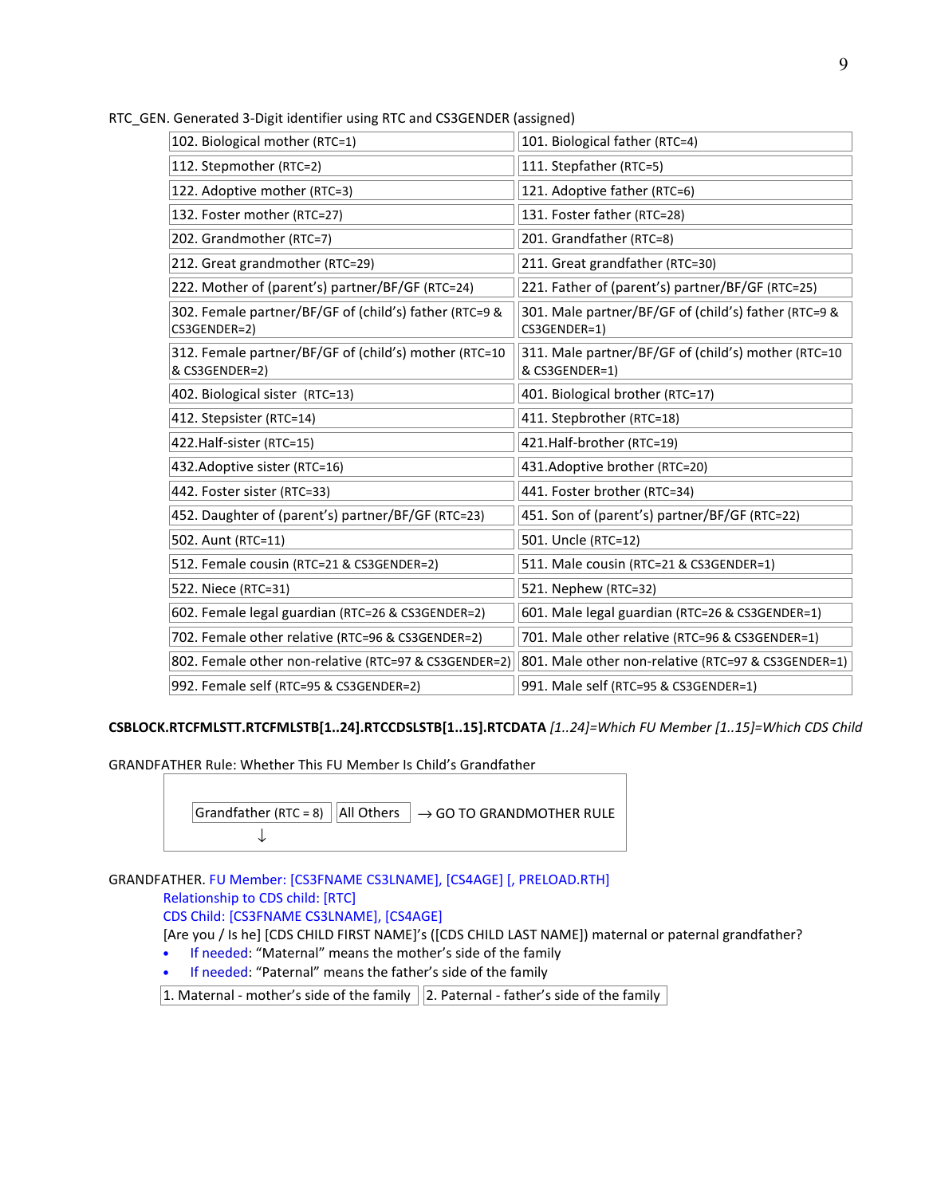RTC_GEN. Generated 3-Digit identifier using RTC and CS3GENDER (assigned)

| | |
|---|---|
| 102. Biological mother (RTC=1) | 101. Biological father (RTC=4) |
| 112. Stepmother (RTC=2) | 111. Stepfather (RTC=5) |
| 122. Adoptive mother (RTC=3) | 121. Adoptive father (RTC=6) |
| 132. Foster mother (RTC=27) | 131. Foster father (RTC=28) |
| 202. Grandmother (RTC=7) | 201. Grandfather (RTC=8) |
| 212. Great grandmother (RTC=29) | 211. Great grandfather (RTC=30) |
| 222. Mother of (parent's) partner/BF/GF (RTC=24) | 221. Father of (parent's) partner/BF/GF (RTC=25) |
| 302. Female partner/BF/GF of (child's) father (RTC=9 & CS3GENDER=2) | 301. Male partner/BF/GF of (child's) father (RTC=9 & CS3GENDER=1) |
| 312. Female partner/BF/GF of (child's) mother (RTC=10 & CS3GENDER=2) | 311. Male partner/BF/GF of (child's) mother (RTC=10 & CS3GENDER=1) |
| 402. Biological sister (RTC=13) | 401. Biological brother (RTC=17) |
| 412. Stepsister (RTC=14) | 411. Stepbrother (RTC=18) |
| 422.Half-sister (RTC=15) | 421.Half-brother (RTC=19) |
| 432.Adoptive sister (RTC=16) | 431.Adoptive brother (RTC=20) |
| 442. Foster sister (RTC=33) | 441. Foster brother (RTC=34) |
| 452. Daughter of (parent's) partner/BF/GF (RTC=23) | 451. Son of (parent's) partner/BF/GF (RTC=22) |
| 502. Aunt (RTC=11) | 501. Uncle (RTC=12) |
| 512. Female cousin (RTC=21 & CS3GENDER=2) | 511. Male cousin (RTC=21 & CS3GENDER=1) |
| 522. Niece (RTC=31) | 521. Nephew (RTC=32) |
| 602. Female legal guardian (RTC=26 & CS3GENDER=2) | 601. Male legal guardian (RTC=26 & CS3GENDER=1) |
| 702. Female other relative (RTC=96 & CS3GENDER=2) | 701. Male other relative (RTC=96 & CS3GENDER=1) |
| 802. Female other non-relative (RTC=97 & CS3GENDER=2) | 801. Male other non-relative (RTC=97 & CS3GENDER=1) |
| 992. Female self (RTC=95 & CS3GENDER=2) | 991. Male self (RTC=95 & CS3GENDER=1) |

**CSBLOCK.RTCFMLSTT.RTCFMLSTB[1..24].RTCCDSLSTB[1..15].RTCDATA** *[1..24]=Which FU Member [1..15]=Which CDS Child*

GRANDFATHER Rule: Whether This FU Member Is Child's Grandfather

| Grandfather (RTC = 8) | All Others → GO TO GRANDMOTHER RULE |
|---|---|
| ↓ | |

GRANDFATHER. FU Member: [CS3FNAME CS3LNAME], [CS4AGE] [, PRELOAD.RTH]
Relationship to CDS child: [RTC]
CDS Child: [CS3FNAME CS3LNAME], [CS4AGE]
[Are you / Is he] [CDS CHILD FIRST NAME]'s ([CDS CHILD LAST NAME]) maternal or paternal grandfather?

- If needed: "Maternal" means the mother's side of the family
- If needed: "Paternal" means the father's side of the family

| 1. Maternal - mother's side of the family | 2. Paternal - father's side of the family |
|---|---|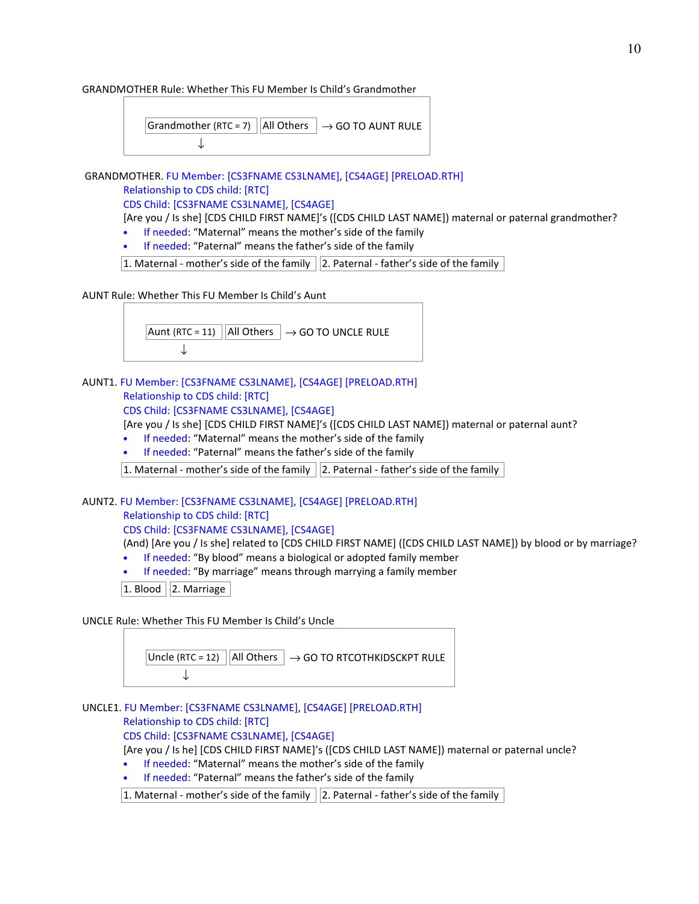GRANDMOTHER Rule: Whether This FU Member Is Child's Grandmother

| Grandmother (RTC = 7) | All Others → GO TO AUNT RULE |
|---|---|
| ↓ | |

GRANDMOTHER. FU Member: [CS3FNAME CS3LNAME], [CS4AGE] [PRELOAD.RTH]

Relationship to CDS child: [RTC]

CDS Child: [CS3FNAME CS3LNAME], [CS4AGE]

[Are you / Is she] [CDS CHILD FIRST NAME]'s ([CDS CHILD LAST NAME]) maternal or paternal grandmother?

- If needed: "Maternal" means the mother's side of the family
- If needed: "Paternal" means the father's side of the family

| 1. Maternal - mother's side of the family | 2. Paternal - father's side of the family |
|---|---|

AUNT Rule: Whether This FU Member Is Child's Aunt

| Aunt (RTC = 11) | All Others → GO TO UNCLE RULE |
|---|---|
| ↓ | |

AUNT1. FU Member: [CS3FNAME CS3LNAME], [CS4AGE] [PRELOAD.RTH]

Relationship to CDS child: [RTC]

CDS Child: [CS3FNAME CS3LNAME], [CS4AGE]

[Are you / Is she] [CDS CHILD FIRST NAME]'s ([CDS CHILD LAST NAME]) maternal or paternal aunt?

- If needed: "Maternal" means the mother's side of the family
- If needed: "Paternal" means the father's side of the family

| 1. Maternal - mother's side of the family | 2. Paternal - father's side of the family |
|---|---|

AUNT2. FU Member: [CS3FNAME CS3LNAME], [CS4AGE] [PRELOAD.RTH]

Relationship to CDS child: [RTC]

CDS Child: [CS3FNAME CS3LNAME], [CS4AGE]

(And) [Are you / Is she] related to [CDS CHILD FIRST NAME] ([CDS CHILD LAST NAME]) by blood or by marriage?

- If needed: "By blood" means a biological or adopted family member
- If needed: "By marriage" means through marrying a family member

| 1. Blood | 2. Marriage |
|---|---|

UNCLE Rule: Whether This FU Member Is Child's Uncle

| Uncle (RTC = 12) | All Others → GO TO RTCOTHKIDSCKPT RULE |
|---|---|
| ↓ | |

UNCLE1. FU Member: [CS3FNAME CS3LNAME], [CS4AGE] [PRELOAD.RTH]

Relationship to CDS child: [RTC]

CDS Child: [CS3FNAME CS3LNAME], [CS4AGE]

[Are you / Is he] [CDS CHILD FIRST NAME]'s ([CDS CHILD LAST NAME]) maternal or paternal uncle?

- If needed: "Maternal" means the mother's side of the family
- If needed: "Paternal" means the father's side of the family

| 1. Maternal - mother's side of the family | 2. Paternal - father's side of the family |
|---|---|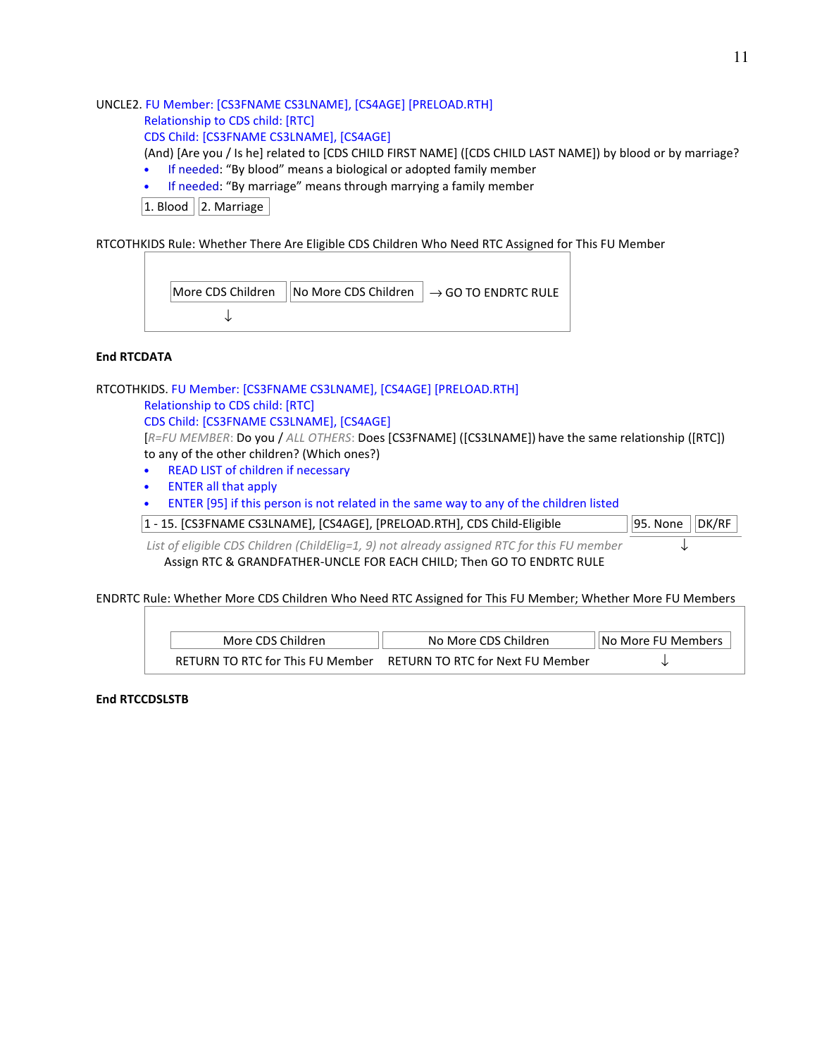UNCLE2. FU Member: [CS3FNAME CS3LNAME], [CS4AGE] [PRELOAD.RTH]
Relationship to CDS child: [RTC]
CDS Child: [CS3FNAME CS3LNAME], [CS4AGE]
(And) [Are you / Is he] related to [CDS CHILD FIRST NAME] ([CDS CHILD LAST NAME]) by blood or by marriage?

- If needed: "By blood" means a biological or adopted family member
- If needed: "By marriage" means through marrying a family member

| 1. Blood | 2. Marriage |
|---|---|

RTCOTHKIDS Rule: Whether There Are Eligible CDS Children Who Need RTC Assigned for This FU Member

| More CDS Children | No More CDS Children → GO TO ENDRTC RULE |
|---|---|
| ↓ | |

**End RTCDATA**

RTCOTHKIDS. FU Member: [CS3FNAME CS3LNAME], [CS4AGE] [PRELOAD.RTH]
Relationship to CDS child: [RTC]
CDS Child: [CS3FNAME CS3LNAME], [CS4AGE]
[*R=FU MEMBER*: Do you / *ALL OTHERS*: Does [CS3FNAME] ([CS3LNAME]) have the same relationship ([RTC]) to any of the other children? (Which ones?)

- READ LIST of children if necessary
- ENTER all that apply
- ENTER [95] if this person is not related in the same way to any of the children listed

| 1 - 15. [CS3FNAME CS3LNAME], [CS4AGE], [PRELOAD.RTH], CDS Child-Eligible | 95. None | DK/RF |
|---|---|---|
| *List of eligible CDS Children (ChildElig=1, 9) not already assigned RTC for this FU member* | ↓ | |

Assign RTC & GRANDFATHER-UNCLE FOR EACH CHILD; Then GO TO ENDRTC RULE

ENDRTC Rule: Whether More CDS Children Who Need RTC Assigned for This FU Member; Whether More FU Members

| More CDS Children | No More CDS Children | No More FU Members |
|---|---|---|
| RETURN TO RTC for This FU Member | RETURN TO RTC for Next FU Member | ↓ |

**End RTCCDSLSTB**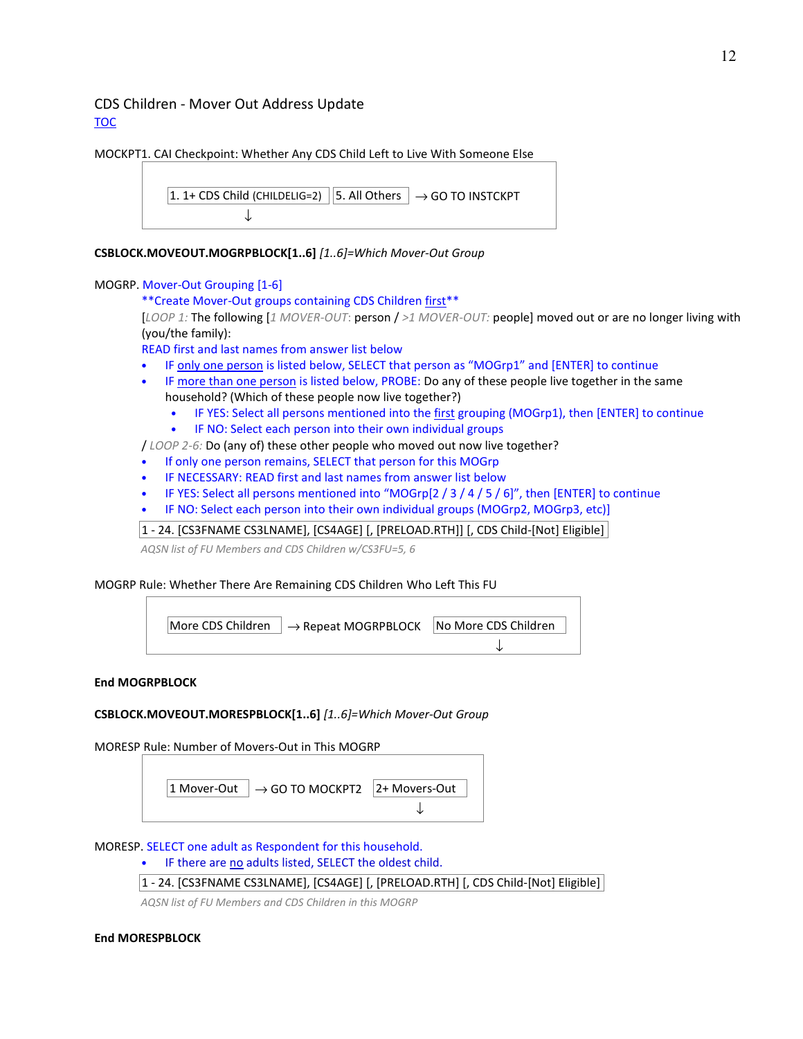## CDS Children - Mover Out Address Update

TOC

MOCKPT1. CAI Checkpoint: Whether Any CDS Child Left to Live With Someone Else

| 1. 1+ CDS Child (CHILDELIG=2) ↓ | 5. All Others → GO TO INSTCKPT |
|---|---|

**CSBLOCK.MOVEOUT.MOGRPBLOCK[1..6]** *[1..6]=Which Mover-Out Group*

MOGRP. Mover-Out Grouping [1-6]

**Create Mover-Out groups containing CDS Children first**

[*LOOP 1:* The following [*1 MOVER-OUT:* person / *>1 MOVER-OUT:* people] moved out or are no longer living with (you/the family):

READ first and last names from answer list below

- IF only one person is listed below, SELECT that person as "MOGrp1" and [ENTER] to continue
- IF more than one person is listed below, PROBE: Do any of these people live together in the same household? (Which of these people now live together?)
  - IF YES: Select all persons mentioned into the first grouping (MOGrp1), then [ENTER] to continue
  - IF NO: Select each person into their own individual groups

/ *LOOP 2-6:* Do (any of) these other people who moved out now live together?

- If only one person remains, SELECT that person for this MOGrp
- IF NECESSARY: READ first and last names from answer list below
- IF YES: Select all persons mentioned into "MOGrp[2 / 3 / 4 / 5 / 6]", then [ENTER] to continue
- IF NO: Select each person into their own individual groups (MOGrp2, MOGrp3, etc)]

| 1 - 24. [CS3FNAME CS3LNAME], [CS4AGE] [, [PRELOAD.RTH]] [, CDS Child-[Not] Eligible] |
|---|

*AQSN list of FU Members and CDS Children w/CS3FU=5, 6*

MOGRP Rule: Whether There Are Remaining CDS Children Who Left This FU

| More CDS Children → Repeat MOGRPBLOCK | No More CDS Children ↓ |
|---|---|

**End MOGRPBLOCK**

**CSBLOCK.MOVEOUT.MORESPBLOCK[1..6]** *[1..6]=Which Mover-Out Group*

MORESP Rule: Number of Movers-Out in This MOGRP

| 1 Mover-Out → GO TO MOCKPT2 | 2+ Movers-Out ↓ |
|---|---|

MORESP. SELECT one adult as Respondent for this household.

- IF there are no adults listed, SELECT the oldest child.

| 1 - 24. [CS3FNAME CS3LNAME], [CS4AGE] [, [PRELOAD.RTH] [, CDS Child-[Not] Eligible] |
|---|

*AQSN list of FU Members and CDS Children in this MOGRP*

**End MORESPBLOCK**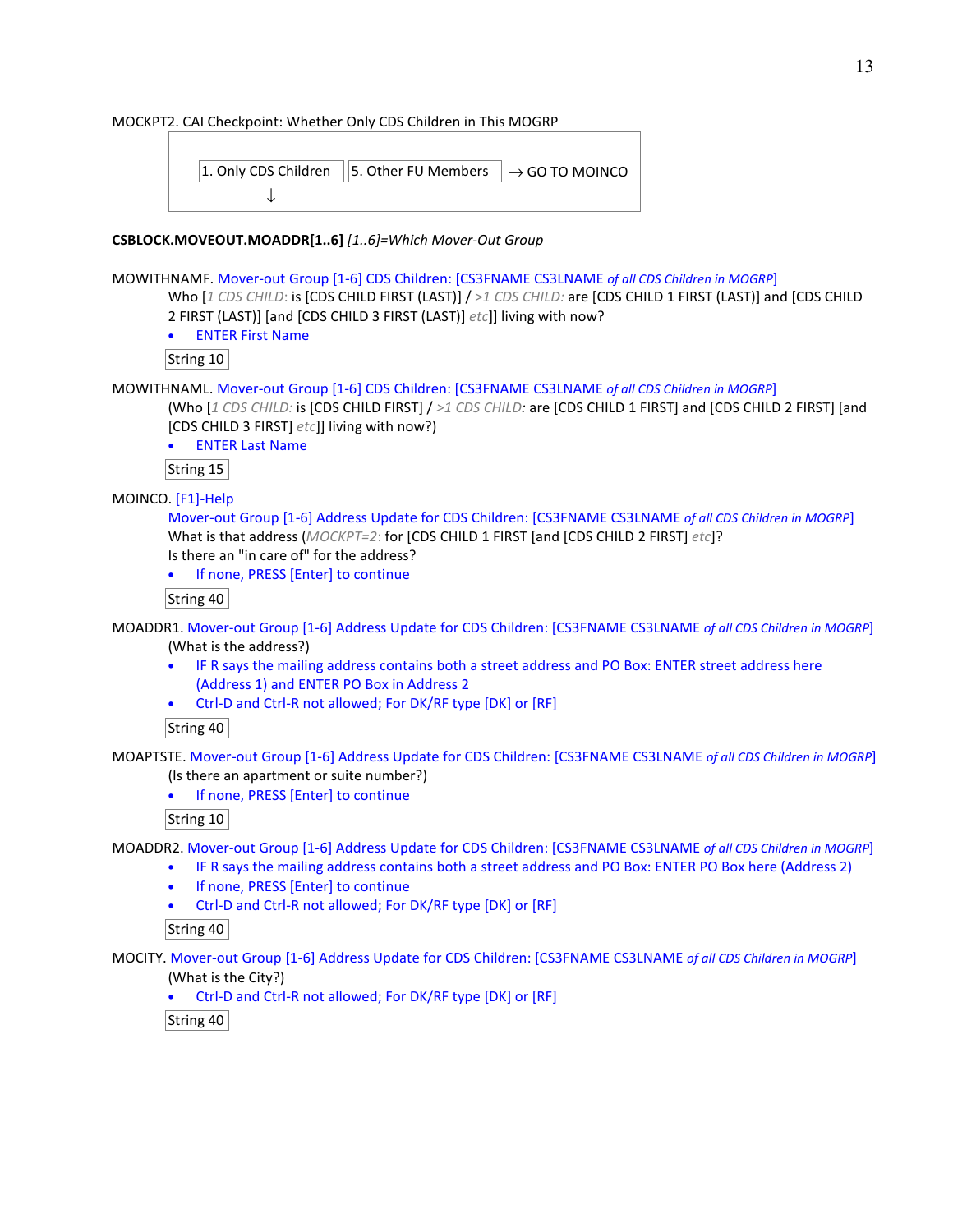MOCKPT2. CAI Checkpoint: Whether Only CDS Children in This MOGRP

| 1. Only CDS Children | 5. Other FU Members → GO TO MOINCO |
|---|---|
| ↓ | |

**CSBLOCK.MOVEOUT.MOADDR[1..6]** *[1..6]=Which Mover-Out Group*

MOWITHNAMF. Mover-out Group [1-6] CDS Children: [CS3FNAME CS3LNAME *of all CDS Children in MOGRP*]

Who [*1 CDS CHILD*: is [CDS CHILD FIRST (LAST)] / *>1 CDS CHILD:* are [CDS CHILD 1 FIRST (LAST)] and [CDS CHILD 2 FIRST (LAST)] [and [CDS CHILD 3 FIRST (LAST)] *etc*]] living with now?

- ENTER First Name

String 10

MOWITHNAML. Mover-out Group [1-6] CDS Children: [CS3FNAME CS3LNAME *of all CDS Children in MOGRP*]

(Who [*1 CDS CHILD:* is [CDS CHILD FIRST] / *>1 CDS CHILD*: are [CDS CHILD 1 FIRST] and [CDS CHILD 2 FIRST] [and [CDS CHILD 3 FIRST] *etc*]] living with now?)

- ENTER Last Name

String 15

MOINCO. [F1]-Help

Mover-out Group [1-6] Address Update for CDS Children: [CS3FNAME CS3LNAME *of all CDS Children in MOGRP*]

What is that address (*MOCKPT=2*: for [CDS CHILD 1 FIRST [and [CDS CHILD 2 FIRST] *etc*]?

Is there an "in care of" for the address?

- If none, PRESS [Enter] to continue

String 40

MOADDR1. Mover-out Group [1-6] Address Update for CDS Children: [CS3FNAME CS3LNAME *of all CDS Children in MOGRP*]

(What is the address?)

- IF R says the mailing address contains both a street address and PO Box: ENTER street address here (Address 1) and ENTER PO Box in Address 2
- Ctrl-D and Ctrl-R not allowed; For DK/RF type [DK] or [RF]

String 40

MOAPTSTE. Mover-out Group [1-6] Address Update for CDS Children: [CS3FNAME CS3LNAME *of all CDS Children in MOGRP*]

(Is there an apartment or suite number?)

- If none, PRESS [Enter] to continue

String 10

MOADDR2. Mover-out Group [1-6] Address Update for CDS Children: [CS3FNAME CS3LNAME *of all CDS Children in MOGRP*]

- IF R says the mailing address contains both a street address and PO Box: ENTER PO Box here (Address 2)
- If none, PRESS [Enter] to continue
- Ctrl-D and Ctrl-R not allowed; For DK/RF type [DK] or [RF]

String 40

MOCITY. Mover-out Group [1-6] Address Update for CDS Children: [CS3FNAME CS3LNAME *of all CDS Children in MOGRP*]

(What is the City?)

- Ctrl-D and Ctrl-R not allowed; For DK/RF type [DK] or [RF]

String 40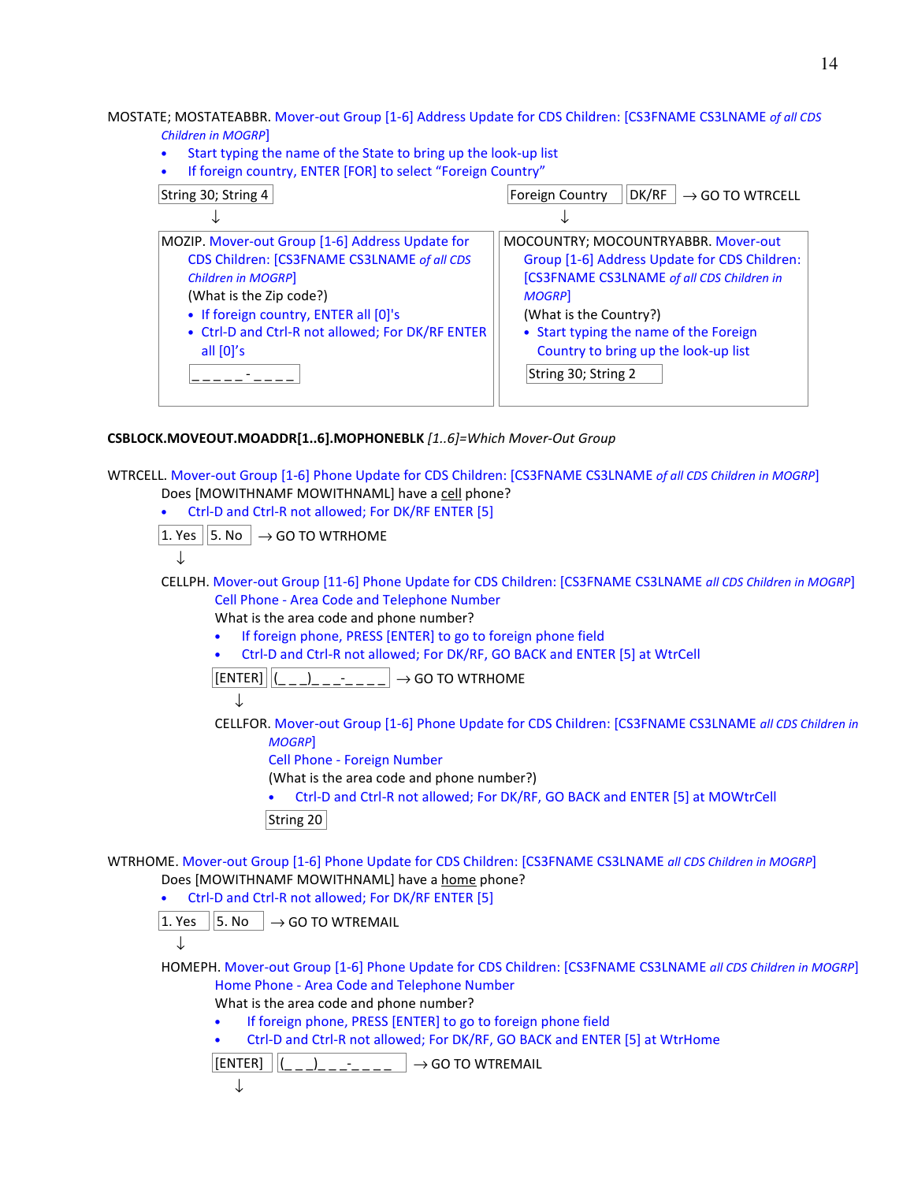MOSTATE; MOSTATEABBR. Mover-out Group [1-6] Address Update for CDS Children: [CS3FNAME CS3LNAME *of all CDS Children in MOGRP*]

- Start typing the name of the State to bring up the look-up list
- If foreign country, ENTER [FOR] to select "Foreign Country"

String 30; String 4 ↓ | Foreign Country ↓ | DK/RF → GO TO WTRCELL

MOZIP. Mover-out Group [1-6] Address Update for CDS Children: [CS3FNAME CS3LNAME *of all CDS Children in MOGRP*]
(What is the Zip code?)

- If foreign country, ENTER all [0]'s
- Ctrl-D and Ctrl-R not allowed; For DK/RF ENTER all [0]'s

_ _ _ _ _ - _ _ _ _

MOCOUNTRY; MOCOUNTRYABBR. Mover-out Group [1-6] Address Update for CDS Children: [CS3FNAME CS3LNAME *of all CDS Children in MOGRP*]
(What is the Country?)

- Start typing the name of the Foreign Country to bring up the look-up list

String 30; String 2

**CSBLOCK.MOVEOUT.MOADDR[1..6].MOPHONEBLK** *[1..6]=Which Mover-Out Group*

WTRCELL. Mover-out Group [1-6] Phone Update for CDS Children: [CS3FNAME CS3LNAME *of all CDS Children in MOGRP*]
Does [MOWITHNAMF MOWITHNAML] have a <u>cell</u> phone?

- Ctrl-D and Ctrl-R not allowed; For DK/RF ENTER [5]

1. Yes ↓ | 5. No → GO TO WTRHOME

CELLPH. Mover-out Group [11-6] Phone Update for CDS Children: [CS3FNAME CS3LNAME *all CDS Children in MOGRP*]
Cell Phone - Area Code and Telephone Number
What is the area code and phone number?

- If foreign phone, PRESS [ENTER] to go to foreign phone field
- Ctrl-D and Ctrl-R not allowed; For DK/RF, GO BACK and ENTER [5] at WtrCell

[ENTER] ↓ | (_ _ _)_ _ _-_ _ _ _ → GO TO WTRHOME

CELLFOR. Mover-out Group [1-6] Phone Update for CDS Children: [CS3FNAME CS3LNAME *all CDS Children in MOGRP*]
Cell Phone - Foreign Number
(What is the area code and phone number?)

- Ctrl-D and Ctrl-R not allowed; For DK/RF, GO BACK and ENTER [5] at MOWtrCell

String 20

WTRHOME. Mover-out Group [1-6] Phone Update for CDS Children: [CS3FNAME CS3LNAME *all CDS Children in MOGRP*]
Does [MOWITHNAMF MOWITHNAML] have a <u>home</u> phone?

- Ctrl-D and Ctrl-R not allowed; For DK/RF ENTER [5]

1. Yes ↓ | 5. No → GO TO WTREMAIL

HOMEPH. Mover-out Group [1-6] Phone Update for CDS Children: [CS3FNAME CS3LNAME *all CDS Children in MOGRP*]
Home Phone - Area Code and Telephone Number
What is the area code and phone number?

- If foreign phone, PRESS [ENTER] to go to foreign phone field
- Ctrl-D and Ctrl-R not allowed; For DK/RF, GO BACK and ENTER [5] at WtrHome

[ENTER] ↓ | (_ _ _)_ _ _-_ _ _ _ → GO TO WTREMAIL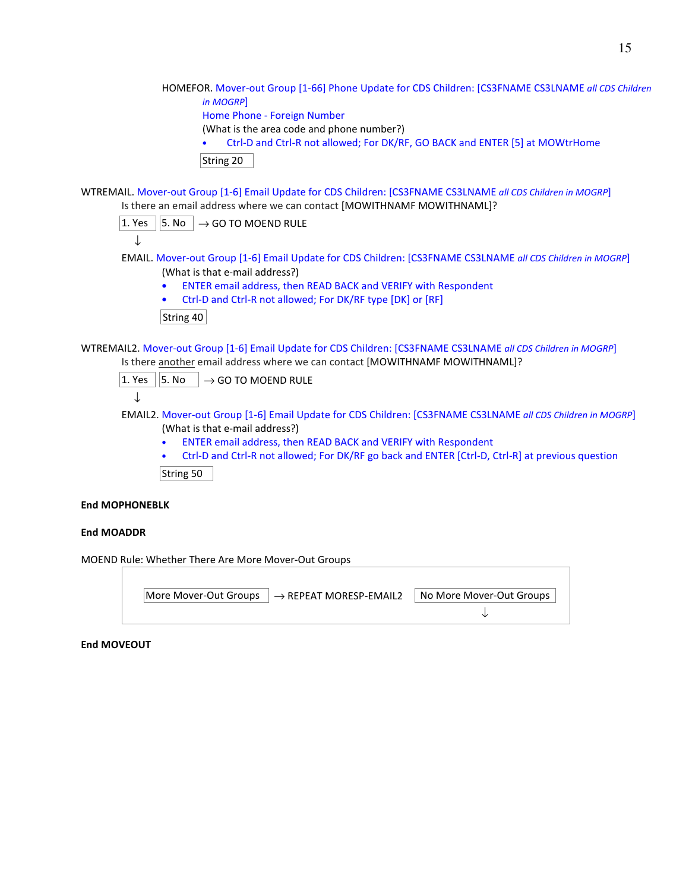HOMEFOR. Mover-out Group [1-66] Phone Update for CDS Children: [CS3FNAME CS3LNAME *all CDS Children in MOGRP*]

Home Phone - Foreign Number

(What is the area code and phone number?)

- Ctrl-D and Ctrl-R not allowed; For DK/RF, GO BACK and ENTER [5] at MOWtrHome

String 20

WTREMAIL. Mover-out Group [1-6] Email Update for CDS Children: [CS3FNAME CS3LNAME *all CDS Children in MOGRP*]

Is there an email address where we can contact [MOWITHNAMF MOWITHNAML]?

1. Yes | 5. No → GO TO MOEND RULE

↓

EMAIL. Mover-out Group [1-6] Email Update for CDS Children: [CS3FNAME CS3LNAME *all CDS Children in MOGRP*]

(What is that e-mail address?)

- ENTER email address, then READ BACK and VERIFY with Respondent
- Ctrl-D and Ctrl-R not allowed; For DK/RF type [DK] or [RF]

String 40

WTREMAIL2. Mover-out Group [1-6] Email Update for CDS Children: [CS3FNAME CS3LNAME *all CDS Children in MOGRP*]

Is there another email address where we can contact [MOWITHNAMF MOWITHNAML]?

1. Yes | 5. No → GO TO MOEND RULE

↓

EMAIL2. Mover-out Group [1-6] Email Update for CDS Children: [CS3FNAME CS3LNAME *all CDS Children in MOGRP*]

(What is that e-mail address?)

- ENTER email address, then READ BACK and VERIFY with Respondent
- Ctrl-D and Ctrl-R not allowed; For DK/RF go back and ENTER [Ctrl-D, Ctrl-R] at previous question

String 50

**End MOPHONEBLK**

**End MOADDR**

MOEND Rule: Whether There Are More Mover-Out Groups

| More Mover-Out Groups → REPEAT MORESP-EMAIL2 | No More Mover-Out Groups ↓ |
|---|---|

**End MOVEOUT**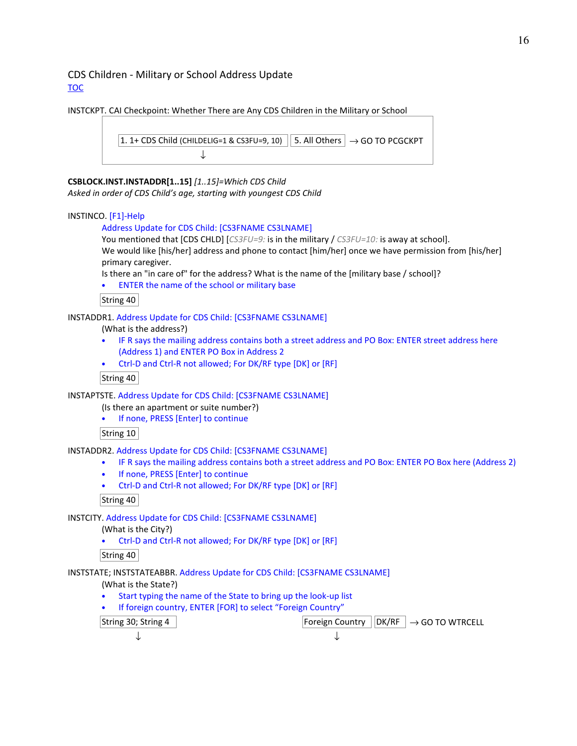## CDS Children - Military or School Address Update

TOC

INSTCKPT. CAI Checkpoint: Whether There are Any CDS Children in the Military or School

| 1. 1+ CDS Child (CHILDELIG=1 & CS3FU=9, 10) | 5. All Others → GO TO PCGCKPT |
|---|---|
| ↓ | |

**CSBLOCK.INST.INSTADDR[1..15]** *[1..15]=Which CDS Child*
*Asked in order of CDS Child's age, starting with youngest CDS Child*

INSTINCO. [F1]-Help

Address Update for CDS Child: [CS3FNAME CS3LNAME]
You mentioned that [CDS CHLD] [*CS3FU=9:* is in the military / *CS3FU=10:* is away at school].
We would like [his/her] address and phone to contact [him/her] once we have permission from [his/her] primary caregiver.
Is there an "in care of" for the address? What is the name of the [military base / school]?

- ENTER the name of the school or military base

String 40

INSTADDR1. Address Update for CDS Child: [CS3FNAME CS3LNAME]

(What is the address?)

- IF R says the mailing address contains both a street address and PO Box: ENTER street address here (Address 1) and ENTER PO Box in Address 2
- Ctrl-D and Ctrl-R not allowed; For DK/RF type [DK] or [RF]

String 40

INSTAPTSTE. Address Update for CDS Child: [CS3FNAME CS3LNAME]

(Is there an apartment or suite number?)

- If none, PRESS [Enter] to continue

String 10

INSTADDR2. Address Update for CDS Child: [CS3FNAME CS3LNAME]

- IF R says the mailing address contains both a street address and PO Box: ENTER PO Box here (Address 2)
- If none, PRESS [Enter] to continue
- Ctrl-D and Ctrl-R not allowed; For DK/RF type [DK] or [RF]

String 40

INSTCITY. Address Update for CDS Child: [CS3FNAME CS3LNAME]

(What is the City?)

- Ctrl-D and Ctrl-R not allowed; For DK/RF type [DK] or [RF]

String 40

INSTSTATE; INSTSTATEABBR. Address Update for CDS Child: [CS3FNAME CS3LNAME]

(What is the State?)

- Start typing the name of the State to bring up the look-up list
- If foreign country, ENTER [FOR] to select "Foreign Country"

| String 30; String 4 | Foreign Country | DK/RF → GO TO WTRCELL |
|---|---|---|
| ↓ | ↓ | |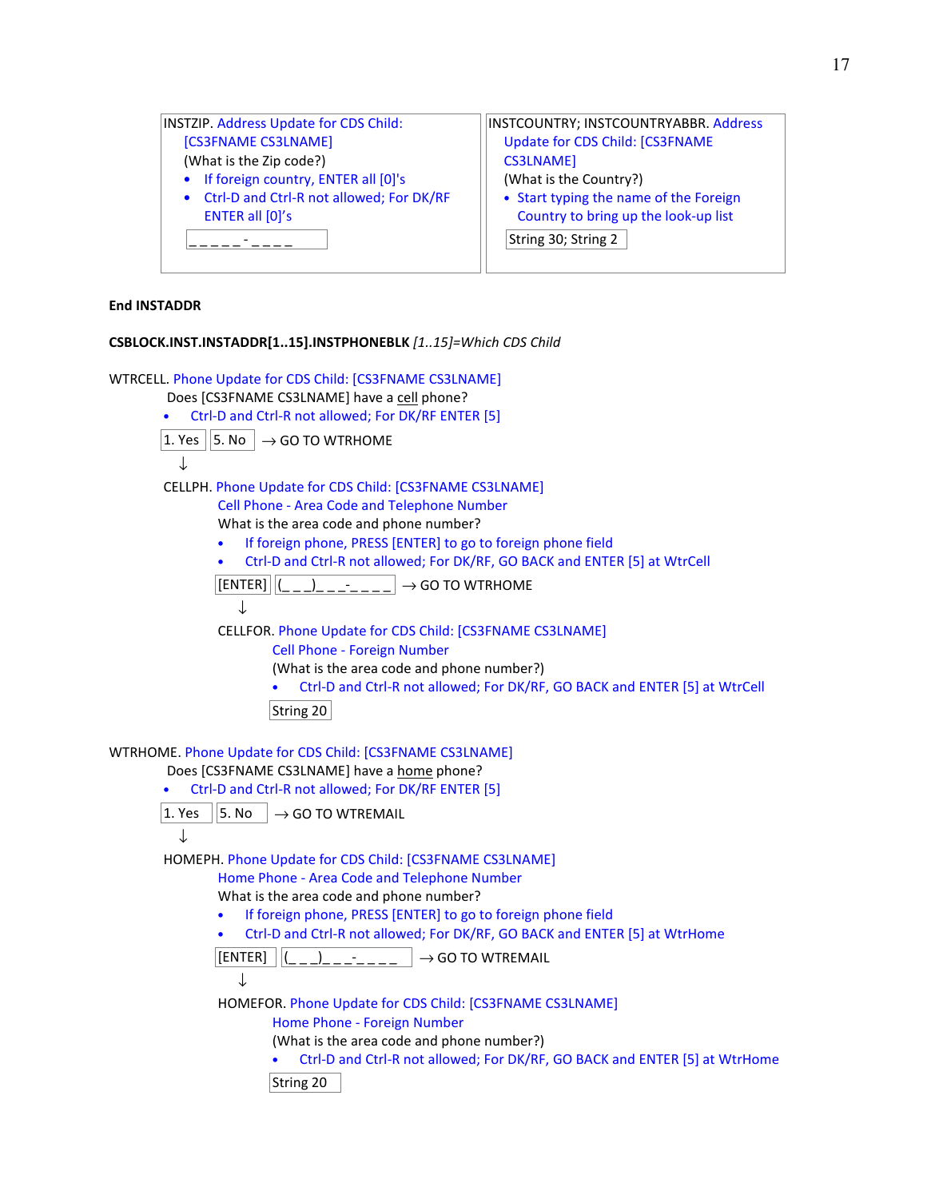| INSTZIP. Address Update for CDS Child: [CS3FNAME CS3LNAME] (What is the Zip code?) • If foreign country, ENTER all [0]'s • Ctrl-D and Ctrl-R not allowed; For DK/RF ENTER all [0]'s `_ _ _ _ _-_ _ _ _` | INSTCOUNTRY; INSTCOUNTRYABBR. Address Update for CDS Child: [CS3FNAME CS3LNAME] (What is the Country?) • Start typing the name of the Foreign Country to bring up the look-up list String 30; String 2 |
|---|---|

**End INSTADDR**

**CSBLOCK.INST.INSTADDR[1..15].INSTPHONEBLK** *[1..15]=Which CDS Child*

WTRCELL. Phone Update for CDS Child: [CS3FNAME CS3LNAME]

Does [CS3FNAME CS3LNAME] have a <u>cell</u> phone?

- Ctrl-D and Ctrl-R not allowed; For DK/RF ENTER [5]

1. Yes | 5. No → GO TO WTRHOME

↓

CELLPH. Phone Update for CDS Child: [CS3FNAME CS3LNAME]

Cell Phone - Area Code and Telephone Number

What is the area code and phone number?

- If foreign phone, PRESS [ENTER] to go to foreign phone field
- Ctrl-D and Ctrl-R not allowed; For DK/RF, GO BACK and ENTER [5] at WtrCell

[ENTER] | (_ _ _)_ _ _-_ _ _ _ → GO TO WTRHOME

↓

CELLFOR. Phone Update for CDS Child: [CS3FNAME CS3LNAME]

Cell Phone - Foreign Number

(What is the area code and phone number?)

- Ctrl-D and Ctrl-R not allowed; For DK/RF, GO BACK and ENTER [5] at WtrCell

String 20

WTRHOME. Phone Update for CDS Child: [CS3FNAME CS3LNAME]

Does [CS3FNAME CS3LNAME] have a <u>home</u> phone?

- Ctrl-D and Ctrl-R not allowed; For DK/RF ENTER [5]

1. Yes | 5. No → GO TO WTREMAIL

↓

HOMEPH. Phone Update for CDS Child: [CS3FNAME CS3LNAME]

Home Phone - Area Code and Telephone Number

What is the area code and phone number?

- If foreign phone, PRESS [ENTER] to go to foreign phone field
- Ctrl-D and Ctrl-R not allowed; For DK/RF, GO BACK and ENTER [5] at WtrHome

[ENTER] | (_ _ _)_ _ _-_ _ _ _ → GO TO WTREMAIL

↓

HOMEFOR. Phone Update for CDS Child: [CS3FNAME CS3LNAME]

Home Phone - Foreign Number

(What is the area code and phone number?)

- Ctrl-D and Ctrl-R not allowed; For DK/RF, GO BACK and ENTER [5] at WtrHome

String 20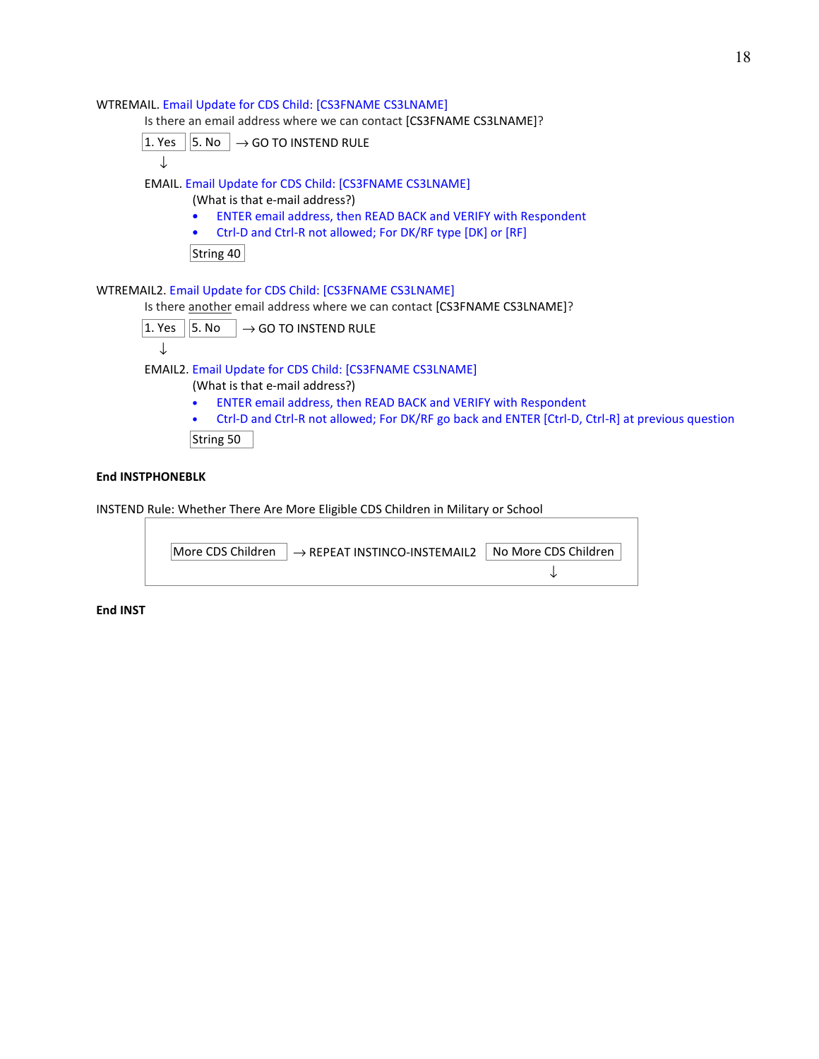WTREMAIL. Email Update for CDS Child: [CS3FNAME CS3LNAME]

Is there an email address where we can contact [CS3FNAME CS3LNAME]?

1. Yes | 5. No → GO TO INSTEND RULE

↓

EMAIL. Email Update for CDS Child: [CS3FNAME CS3LNAME]

(What is that e-mail address?)

- ENTER email address, then READ BACK and VERIFY with Respondent
- Ctrl-D and Ctrl-R not allowed; For DK/RF type [DK] or [RF]

String 40

WTREMAIL2. Email Update for CDS Child: [CS3FNAME CS3LNAME]

Is there another email address where we can contact [CS3FNAME CS3LNAME]?

1. Yes | 5. No → GO TO INSTEND RULE

↓

EMAIL2. Email Update for CDS Child: [CS3FNAME CS3LNAME]

(What is that e-mail address?)

- ENTER email address, then READ BACK and VERIFY with Respondent
- Ctrl-D and Ctrl-R not allowed; For DK/RF go back and ENTER [Ctrl-D, Ctrl-R] at previous question

String 50

**End INSTPHONEBLK**

INSTEND Rule: Whether There Are More Eligible CDS Children in Military or School

More CDS Children → REPEAT INSTINCO-INSTEMAIL2 | No More CDS Children ↓

**End INST**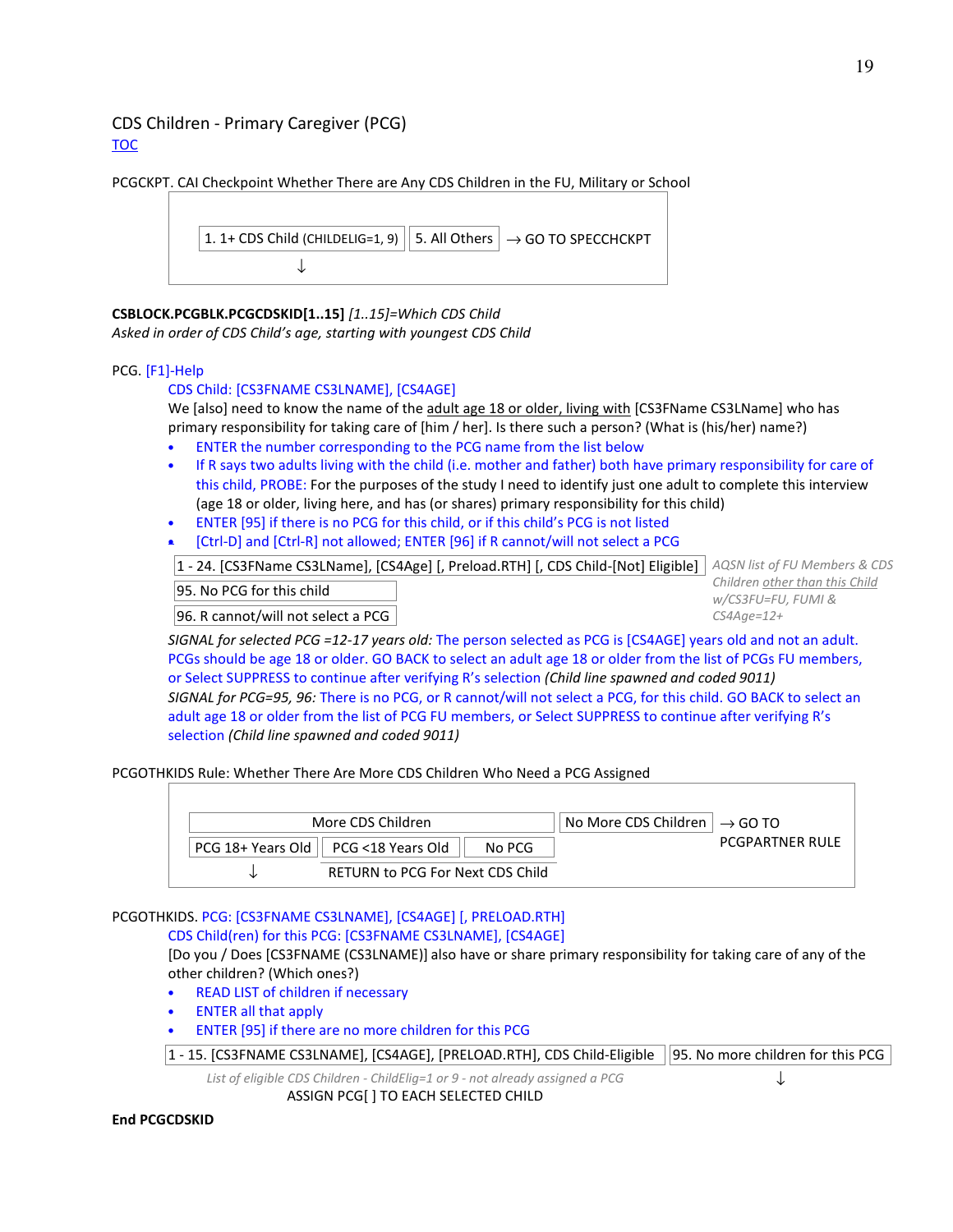## CDS Children - Primary Caregiver (PCG)

TOC

PCGCKPT. CAI Checkpoint Whether There are Any CDS Children in the FU, Military or School

| 1. 1+ CDS Child (CHILDELIG=1, 9) | 5. All Others | → GO TO SPECCHCKPT |
|---|---|---|
| ↓ | | |

**CSBLOCK.PCGBLK.PCGCDSKID[1..15]** *[1..15]=Which CDS Child*
*Asked in order of CDS Child's age, starting with youngest CDS Child*

PCG. [F1]-Help

CDS Child: [CS3FNAME CS3LNAME], [CS4AGE]

We [also] need to know the name of the adult age 18 or older, living with [CS3FName CS3LName] who has primary responsibility for taking care of [him / her]. Is there such a person? (What is (his/her) name?)

- ENTER the number corresponding to the PCG name from the list below
- If R says two adults living with the child (i.e. mother and father) both have primary responsibility for care of this child, PROBE: For the purposes of the study I need to identify just one adult to complete this interview (age 18 or older, living here, and has (or shares) primary responsibility for this child)
- ENTER [95] if there is no PCG for this child, or if this child's PCG is not listed
- [Ctrl-D] and [Ctrl-R] not allowed; ENTER [96] if R cannot/will not select a PCG

| | |
|---|---|
| 1 - 24. [CS3FName CS3LName], [CS4Age] [, Preload.RTH] [, CDS Child-[Not] Eligible] | *AQSN list of FU Members & CDS Children other than this Child w/CS3FU=FU, FUMI & CS4Age=12+* |
| 95. No PCG for this child | |
| 96. R cannot/will not select a PCG | |

*SIGNAL for selected PCG =12-17 years old:* The person selected as PCG is [CS4AGE] years old and not an adult. PCGs should be age 18 or older. GO BACK to select an adult age 18 or older from the list of PCGs FU members, or Select SUPPRESS to continue after verifying R's selection *(Child line spawned and coded 9011)*

*SIGNAL for PCG=95, 96:* There is no PCG, or R cannot/will not select a PCG, for this child. GO BACK to select an adult age 18 or older from the list of PCG FU members, or Select SUPPRESS to continue after verifying R's selection *(Child line spawned and coded 9011)*

PCGOTHKIDS Rule: Whether There Are More CDS Children Who Need a PCG Assigned

| More CDS Children | | | No More CDS Children | → GO TO PCGPARTNER RULE |
|---|---|---|---|---|
| PCG 18+ Years Old | PCG <18 Years Old | No PCG | | |
| ↓ | RETURN to PCG For Next CDS Child | | | |

PCGOTHKIDS. PCG: [CS3FNAME CS3LNAME], [CS4AGE] [, PRELOAD.RTH]

CDS Child(ren) for this PCG: [CS3FNAME CS3LNAME], [CS4AGE]

[Do you / Does [CS3FNAME (CS3LNAME)] also have or share primary responsibility for taking care of any of the other children? (Which ones?)

- READ LIST of children if necessary
- ENTER all that apply
- ENTER [95] if there are no more children for this PCG

| 1 - 15. [CS3FNAME CS3LNAME], [CS4AGE], [PRELOAD.RTH], CDS Child-Eligible | 95. No more children for this PCG |
|---|---|
| *List of eligible CDS Children - ChildElig=1 or 9 - not already assigned a PCG* | ↓ |
| ASSIGN PCG[ ] TO EACH SELECTED CHILD | |

**End PCGCDSKID**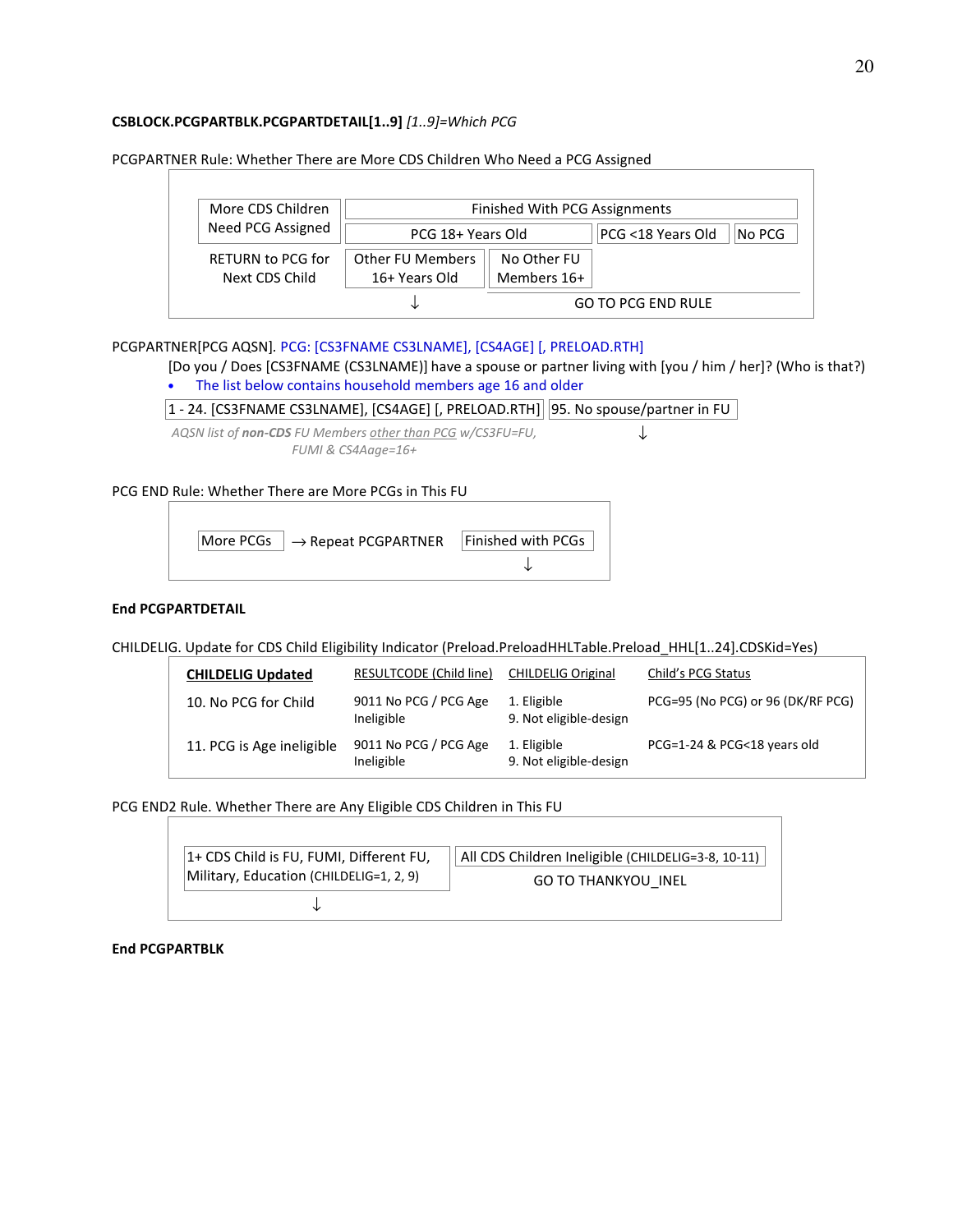**CSBLOCK.PCGPARTBLK.PCGPARTDETAIL[1..9]** *[1..9]=Which PCG*

PCGPARTNER Rule: Whether There are More CDS Children Who Need a PCG Assigned

| More CDS Children Need PCG Assigned | Finished With PCG Assignments | | | |
|---|---|---|---|---|
| | PCG 18+ Years Old | | PCG <18 Years Old | No PCG |
| RETURN to PCG for Next CDS Child | Other FU Members 16+ Years Old | No Other FU Members 16+ | | |
| | ↓ | GO TO PCG END RULE | | |

PCGPARTNER[PCG AQSN]. PCG: [CS3FNAME CS3LNAME], [CS4AGE] [, PRELOAD.RTH]

[Do you / Does [CS3FNAME (CS3LNAME)] have a spouse or partner living with [you / him / her]? (Who is that?)

- The list below contains household members age 16 and older

| 1 - 24. [CS3FNAME CS3LNAME], [CS4AGE] [, PRELOAD.RTH] | 95. No spouse/partner in FU |
|---|---|
| *AQSN list of **non-CDS** FU Members other than PCG w/CS3FU=FU, FUMI & CS4Aage=16+* | ↓ |

PCG END Rule: Whether There are More PCGs in This FU

| More PCGs → Repeat PCGPARTNER | Finished with PCGs |
|---|---|
| | ↓ |

**End PCGPARTDETAIL**

CHILDELIG. Update for CDS Child Eligibility Indicator (Preload.PreloadHHLTable.Preload_HHL[1..24].CDSKid=Yes)

| **CHILDELIG Updated** | RESULTCODE (Child line) | CHILDELIG Original | Child's PCG Status |
|---|---|---|---|
| 10. No PCG for Child | 9011 No PCG / PCG Age Ineligible | 1. Eligible<br>9. Not eligible-design | PCG=95 (No PCG) or 96 (DK/RF PCG) |
| 11. PCG is Age ineligible | 9011 No PCG / PCG Age Ineligible | 1. Eligible<br>9. Not eligible-design | PCG=1-24 & PCG<18 years old |

PCG END2 Rule. Whether There are Any Eligible CDS Children in This FU

| 1+ CDS Child is FU, FUMI, Different FU, Military, Education (CHILDELIG=1, 2, 9) | All CDS Children Ineligible (CHILDELIG=3-8, 10-11) |
|---|---|
| ↓ | GO TO THANKYOU_INEL |

**End PCGPARTBLK**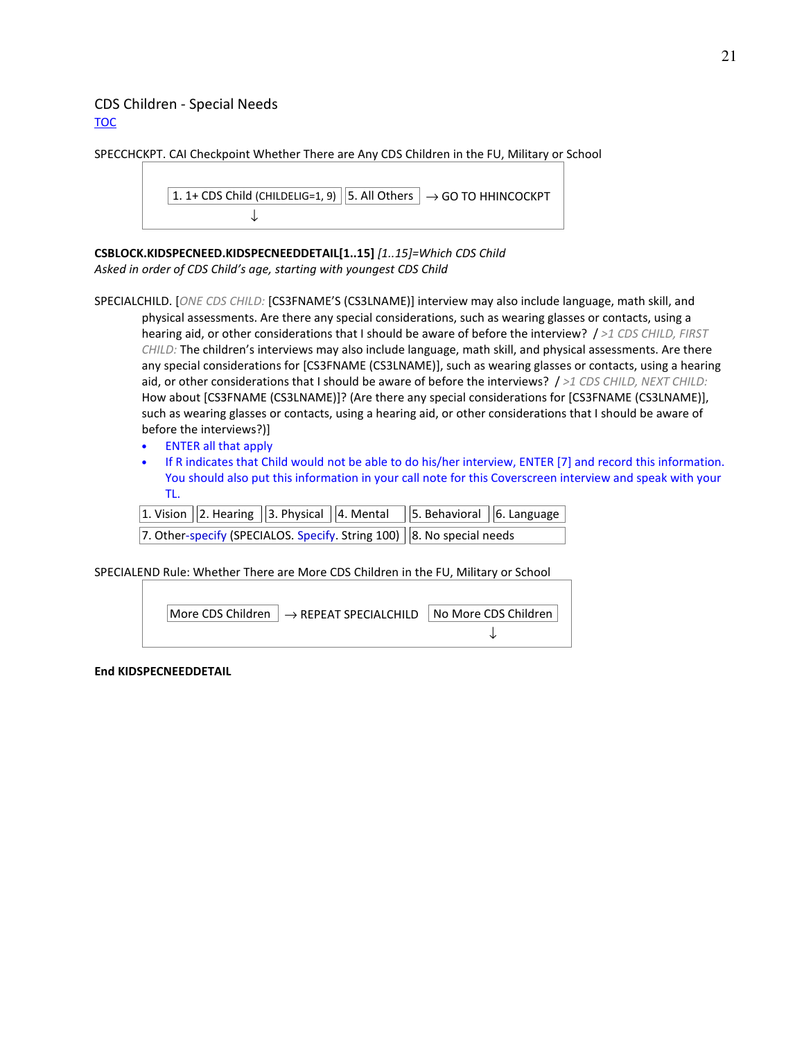## CDS Children - Special Needs

TOC

SPECCHCKPT. CAI Checkpoint Whether There are Any CDS Children in the FU, Military or School

| 1. 1+ CDS Child (CHILDELIG=1, 9) ↓ | 5. All Others → GO TO HHINCOCKPT |
|---|---|

**CSBLOCK.KIDSPECNEED.KIDSPECNEEDDETAIL[1..15]** *[1..15]=Which CDS Child*
*Asked in order of CDS Child's age, starting with youngest CDS Child*

SPECIALCHILD. [*ONE CDS CHILD:* [CS3FNAME'S (CS3LNAME)] interview may also include language, math skill, and physical assessments. Are there any special considerations, such as wearing glasses or contacts, using a hearing aid, or other considerations that I should be aware of before the interview? / *>1 CDS CHILD, FIRST CHILD:* The children's interviews may also include language, math skill, and physical assessments. Are there any special considerations for [CS3FNAME (CS3LNAME)], such as wearing glasses or contacts, using a hearing aid, or other considerations that I should be aware of before the interviews? / *>1 CDS CHILD, NEXT CHILD:* How about [CS3FNAME (CS3LNAME)]? (Are there any special considerations for [CS3FNAME (CS3LNAME)], such as wearing glasses or contacts, using a hearing aid, or other considerations that I should be aware of before the interviews?)]

- ENTER all that apply
- If R indicates that Child would not be able to do his/her interview, ENTER [7] and record this information. You should also put this information in your call note for this Coverscreen interview and speak with your TL.

| 1. Vision | 2. Hearing | 3. Physical | 4. Mental | 5. Behavioral | 6. Language |
|---|---|---|---|---|---|
| 7. Other-specify (SPECIALOS. Specify. String 100) | | | | 8. No special needs | |

SPECIALEND Rule: Whether There are More CDS Children in the FU, Military or School

| More CDS Children → REPEAT SPECIALCHILD | No More CDS Children ↓ |
|---|---|

**End KIDSPECNEEDDETAIL**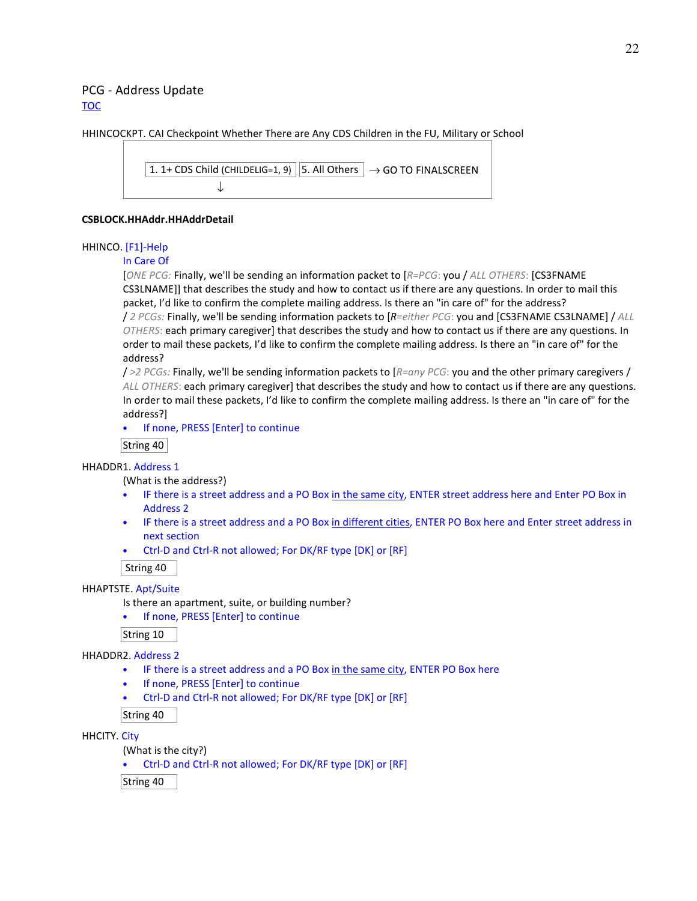PCG - Address Update

TOC

HHINCOCKPT. CAI Checkpoint Whether There are Any CDS Children in the FU, Military or School

| 1. 1+ CDS Child (CHILDELIG=1, 9) ↓ | 5. All Others → GO TO FINALSCREEN |
|---|---|

**CSBLOCK.HHAddr.HHAddrDetail**

HHINCO. [F1]-Help

In Care Of

[*ONE PCG:* Finally, we'll be sending an information packet to [*R=PCG*: you / *ALL OTHERS*: [CS3FNAME CS3LNAME]] that describes the study and how to contact us if there are any questions. In order to mail this packet, I'd like to confirm the complete mailing address. Is there an "in care of" for the address?
/ *2 PCGs:* Finally, we'll be sending information packets to [*R=either PCG*: you and [CS3FNAME CS3LNAME] / *ALL OTHERS*: each primary caregiver] that describes the study and how to contact us if there are any questions. In order to mail these packets, I'd like to confirm the complete mailing address. Is there an "in care of" for the address?
/ *>2 PCGs:* Finally, we'll be sending information packets to [*R=any PCG*: you and the other primary caregivers / *ALL OTHERS*: each primary caregiver] that describes the study and how to contact us if there are any questions. In order to mail these packets, I'd like to confirm the complete mailing address. Is there an "in care of" for the address?]

- If none, PRESS [Enter] to continue

String 40

HHADDR1. Address 1

(What is the address?)

- IF there is a street address and a PO Box in the same city, ENTER street address here and Enter PO Box in Address 2
- IF there is a street address and a PO Box in different cities, ENTER PO Box here and Enter street address in next section
- Ctrl-D and Ctrl-R not allowed; For DK/RF type [DK] or [RF]

String 40

HHAPTSTE. Apt/Suite

Is there an apartment, suite, or building number?

- If none, PRESS [Enter] to continue

String 10

HHADDR2. Address 2

- IF there is a street address and a PO Box in the same city, ENTER PO Box here
- If none, PRESS [Enter] to continue
- Ctrl-D and Ctrl-R not allowed; For DK/RF type [DK] or [RF]

String 40

HHCITY. City

(What is the city?)

- Ctrl-D and Ctrl-R not allowed; For DK/RF type [DK] or [RF]

String 40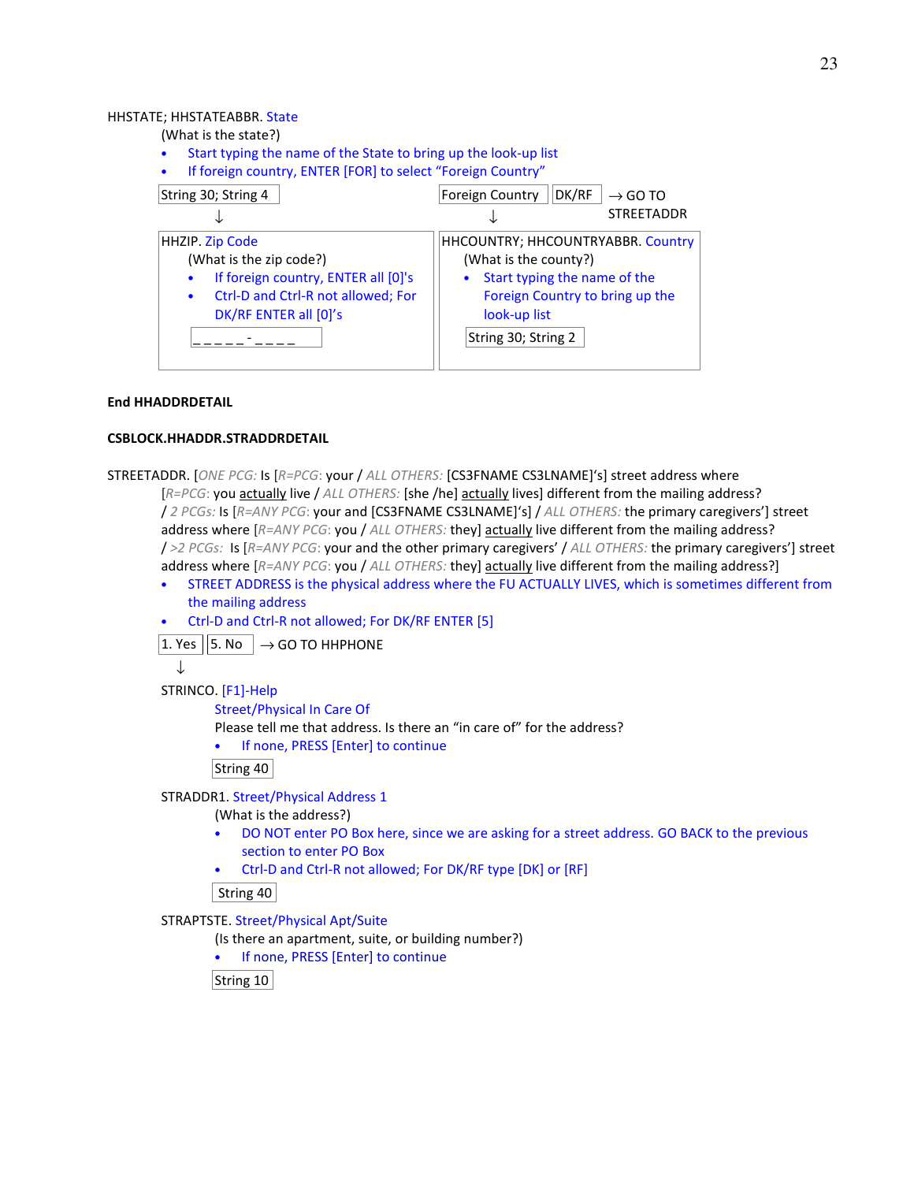HHSTATE; HHSTATEABBR. State

(What is the state?)

- Start typing the name of the State to bring up the look-up list
- If foreign country, ENTER [FOR] to select "Foreign Country"

String 30; String 4 | Foreign Country | DK/RF → GO TO STREETADDR

↓ (String 30; String 4)

HHZIP. Zip Code

(What is the zip code?)

- If foreign country, ENTER all [0]'s
- Ctrl-D and Ctrl-R not allowed; For DK/RF ENTER all [0]'s

_ _ _ _ _ - _ _ _ _

↓ (Foreign Country)

HHCOUNTRY; HHCOUNTRYABBR. Country

(What is the county?)

- Start typing the name of the Foreign Country to bring up the look-up list

String 30; String 2

**End HHADDRDETAIL**

**CSBLOCK.HHADDR.STRADDRDETAIL**

STREETADDR. [*ONE PCG:* Is [*R=PCG*: your / *ALL OTHERS:* [CS3FNAME CS3LNAME]'s] street address where [*R=PCG*: you actually live / *ALL OTHERS:* [she /he] actually lives] different from the mailing address?

/ *2 PCGs:* Is [*R=ANY PCG*: your and [CS3FNAME CS3LNAME]'s] / *ALL OTHERS:* the primary caregivers'] street address where [*R=ANY PCG*: you / *ALL OTHERS:* they] actually live different from the mailing address?

/ *>2 PCGs:* Is [*R=ANY PCG*: your and the other primary caregivers' / *ALL OTHERS:* the primary caregivers'] street address where [*R=ANY PCG*: you / *ALL OTHERS:* they] actually live different from the mailing address?]

- STREET ADDRESS is the physical address where the FU ACTUALLY LIVES, which is sometimes different from the mailing address
- Ctrl-D and Ctrl-R not allowed; For DK/RF ENTER [5]

1. Yes | 5. No → GO TO HHPHONE

↓

STRINCO. [F1]-Help

Street/Physical In Care Of

Please tell me that address. Is there an "in care of" for the address?

- If none, PRESS [Enter] to continue

String 40

STRADDR1. Street/Physical Address 1

(What is the address?)

- DO NOT enter PO Box here, since we are asking for a street address. GO BACK to the previous section to enter PO Box
- Ctrl-D and Ctrl-R not allowed; For DK/RF type [DK] or [RF]

String 40

STRAPTSTE. Street/Physical Apt/Suite

(Is there an apartment, suite, or building number?)

- If none, PRESS [Enter] to continue

String 10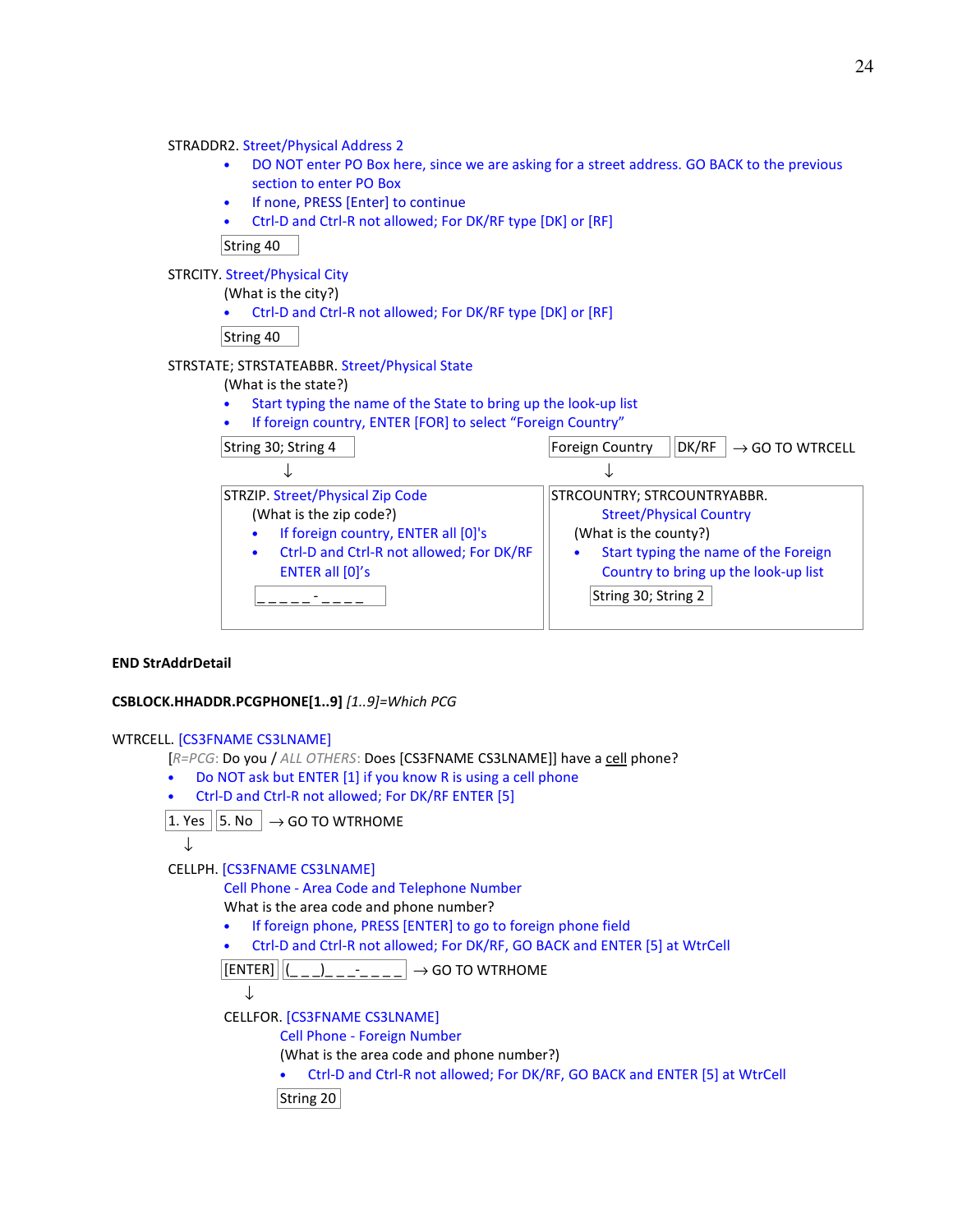STRADDR2. Street/Physical Address 2

- DO NOT enter PO Box here, since we are asking for a street address. GO BACK to the previous section to enter PO Box
- If none, PRESS [Enter] to continue
- Ctrl-D and Ctrl-R not allowed; For DK/RF type [DK] or [RF]

String 40

STRCITY. Street/Physical City

(What is the city?)

- Ctrl-D and Ctrl-R not allowed; For DK/RF type [DK] or [RF]

String 40

STRSTATE; STRSTATEABBR. Street/Physical State

(What is the state?)

- Start typing the name of the State to bring up the look-up list
- If foreign country, ENTER [FOR] to select "Foreign Country"

String 30; String 4 | Foreign Country | DK/RF → GO TO WTRCELL

↓ (String 30; String 4)

STRZIP. Street/Physical Zip Code

(What is the zip code?)

- If foreign country, ENTER all [0]'s
- Ctrl-D and Ctrl-R not allowed; For DK/RF ENTER all [0]'s

_ _ _ _ _ - _ _ _ _

↓ (Foreign Country)

STRCOUNTRY; STRCOUNTRYABBR. Street/Physical Country

(What is the county?)

- Start typing the name of the Foreign Country to bring up the look-up list

String 30; String 2

**END StrAddrDetail**

**CSBLOCK.HHADDR.PCGPHONE[1..9]** *[1..9]=Which PCG*

WTRCELL. [CS3FNAME CS3LNAME]

[*R=PCG*: Do you / *ALL OTHERS*: Does [CS3FNAME CS3LNAME]] have a cell phone?

- Do NOT ask but ENTER [1] if you know R is using a cell phone
- Ctrl-D and Ctrl-R not allowed; For DK/RF ENTER [5]

1. Yes | 5. No → GO TO WTRHOME

↓

CELLPH. [CS3FNAME CS3LNAME]

Cell Phone - Area Code and Telephone Number

What is the area code and phone number?

- If foreign phone, PRESS [ENTER] to go to foreign phone field
- Ctrl-D and Ctrl-R not allowed; For DK/RF, GO BACK and ENTER [5] at WtrCell

[ENTER] | (_ _ _)_ _ _-_ _ _ _ → GO TO WTRHOME

↓

CELLFOR. [CS3FNAME CS3LNAME]

Cell Phone - Foreign Number

(What is the area code and phone number?)

- Ctrl-D and Ctrl-R not allowed; For DK/RF, GO BACK and ENTER [5] at WtrCell

String 20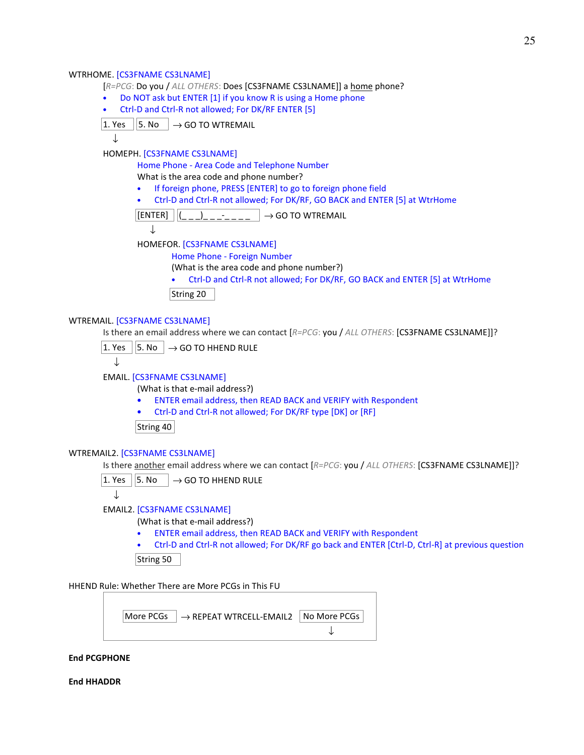WTRHOME. [CS3FNAME CS3LNAME]

[*R=PCG*: Do you / *ALL OTHERS*: Does [CS3FNAME CS3LNAME]] a home phone?

- Do NOT ask but ENTER [1] if you know R is using a Home phone
- Ctrl-D and Ctrl-R not allowed; For DK/RF ENTER [5]

1. Yes | 5. No → GO TO WTREMAIL

↓

HOMEPH. [CS3FNAME CS3LNAME]

Home Phone - Area Code and Telephone Number

What is the area code and phone number?

- If foreign phone, PRESS [ENTER] to go to foreign phone field
- Ctrl-D and Ctrl-R not allowed; For DK/RF, GO BACK and ENTER [5] at WtrHome

[ENTER] | (_ _ _)_ _ _-_ _ _ _ → GO TO WTREMAIL

↓

HOMEFOR. [CS3FNAME CS3LNAME]

Home Phone - Foreign Number

(What is the area code and phone number?)

- Ctrl-D and Ctrl-R not allowed; For DK/RF, GO BACK and ENTER [5] at WtrHome

String 20

WTREMAIL. [CS3FNAME CS3LNAME]

Is there an email address where we can contact [*R=PCG*: you / *ALL OTHERS*: [CS3FNAME CS3LNAME]]?

1. Yes | 5. No → GO TO HHEND RULE

↓

EMAIL. [CS3FNAME CS3LNAME]

(What is that e-mail address?)

- ENTER email address, then READ BACK and VERIFY with Respondent
- Ctrl-D and Ctrl-R not allowed; For DK/RF type [DK] or [RF]

String 40

WTREMAIL2. [CS3FNAME CS3LNAME]

Is there another email address where we can contact [*R=PCG*: you / *ALL OTHERS*: [CS3FNAME CS3LNAME]]?

1. Yes | 5. No → GO TO HHEND RULE

↓

EMAIL2. [CS3FNAME CS3LNAME]

(What is that e-mail address?)

- ENTER email address, then READ BACK and VERIFY with Respondent
- Ctrl-D and Ctrl-R not allowed; For DK/RF go back and ENTER [Ctrl-D, Ctrl-R] at previous question

String 50

HHEND Rule: Whether There are More PCGs in This FU

More PCGs → REPEAT WTRCELL-EMAIL2 | No More PCGs ↓

**End PCGPHONE**

**End HHADDR**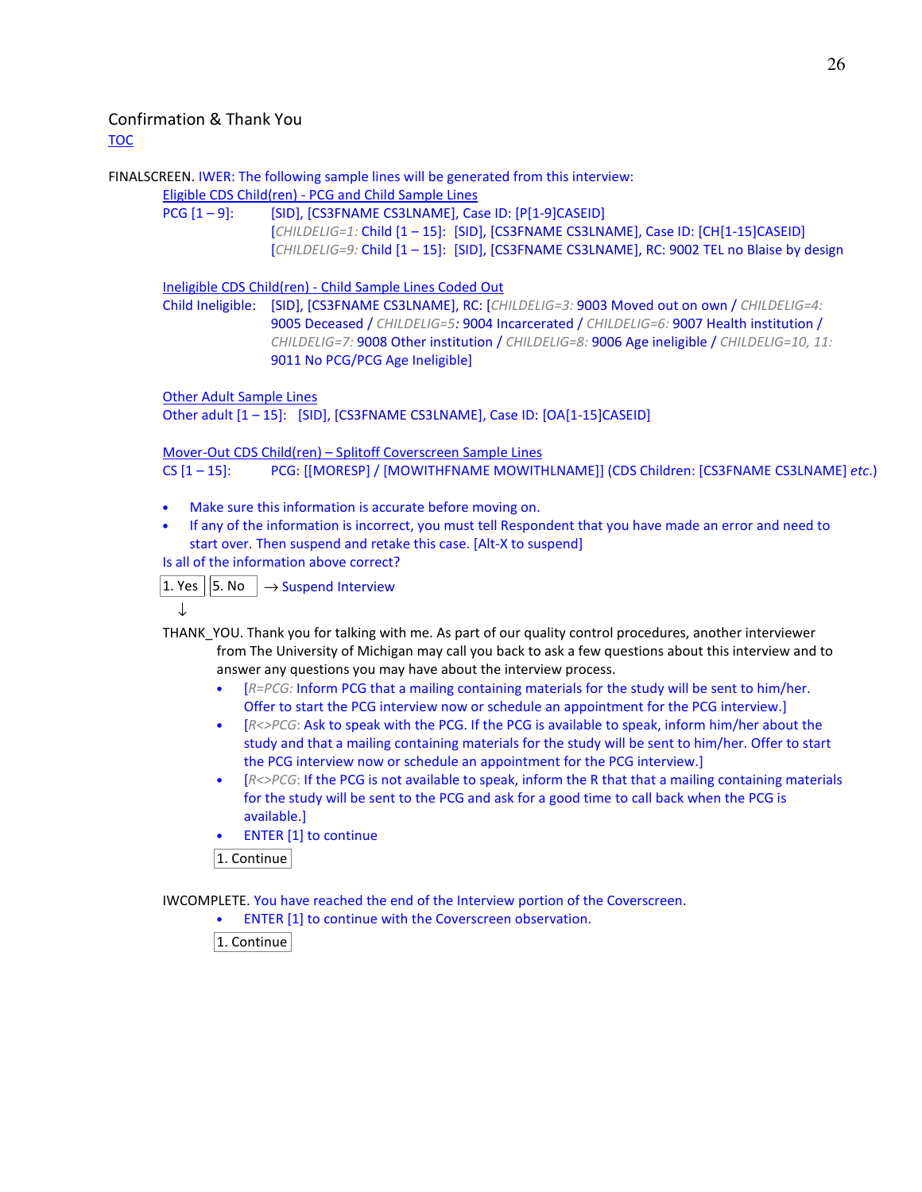## Confirmation & Thank You

TOC

FINALSCREEN. IWER: The following sample lines will be generated from this interview:

Eligible CDS Child(ren) - PCG and Child Sample Lines

PCG [1 – 9]: [SID], [CS3FNAME CS3LNAME], Case ID: [P[1-9]CASEID]
[*CHILDELIG=1:* Child [1 – 15]: [SID], [CS3FNAME CS3LNAME], Case ID: [CH[1-15]CASEID]
[*CHILDELIG=9:* Child [1 – 15]: [SID], [CS3FNAME CS3LNAME], RC: 9002 TEL no Blaise by design

Ineligible CDS Child(ren) - Child Sample Lines Coded Out

Child Ineligible: [SID], [CS3FNAME CS3LNAME], RC: [*CHILDELIG=3:* 9003 Moved out on own / *CHILDELIG=4:* 9005 Deceased / *CHILDELIG=5:* 9004 Incarcerated / *CHILDELIG=6:* 9007 Health institution / *CHILDELIG=7:* 9008 Other institution / *CHILDELIG=8:* 9006 Age ineligible / *CHILDELIG=10, 11:* 9011 No PCG/PCG Age Ineligible]

Other Adult Sample Lines

Other adult [1 – 15]: [SID], [CS3FNAME CS3LNAME], Case ID: [OA[1-15]CASEID]

Mover-Out CDS Child(ren) – Splitoff Coverscreen Sample Lines

CS [1 – 15]: PCG: [[MORESP] / [MOWITHFNAME MOWITHLNAME]] (CDS Children: [CS3FNAME CS3LNAME] *etc.*)

- Make sure this information is accurate before moving on.
- If any of the information is incorrect, you must tell Respondent that you have made an error and need to start over. Then suspend and retake this case. [Alt-X to suspend]

Is all of the information above correct?

1. Yes | 5. No → Suspend Interview

↓

THANK_YOU. Thank you for talking with me. As part of our quality control procedures, another interviewer from The University of Michigan may call you back to ask a few questions about this interview and to answer any questions you may have about the interview process.

- [*R=PCG:* Inform PCG that a mailing containing materials for the study will be sent to him/her. Offer to start the PCG interview now or schedule an appointment for the PCG interview.]
- [*R<>PCG*: Ask to speak with the PCG. If the PCG is available to speak, inform him/her about the study and that a mailing containing materials for the study will be sent to him/her. Offer to start the PCG interview now or schedule an appointment for the PCG interview.]
- [*R<>PCG*: If the PCG is not available to speak, inform the R that that a mailing containing materials for the study will be sent to the PCG and ask for a good time to call back when the PCG is available.]
- ENTER [1] to continue

1. Continue

IWCOMPLETE. You have reached the end of the Interview portion of the Coverscreen.

- ENTER [1] to continue with the Coverscreen observation.

1. Continue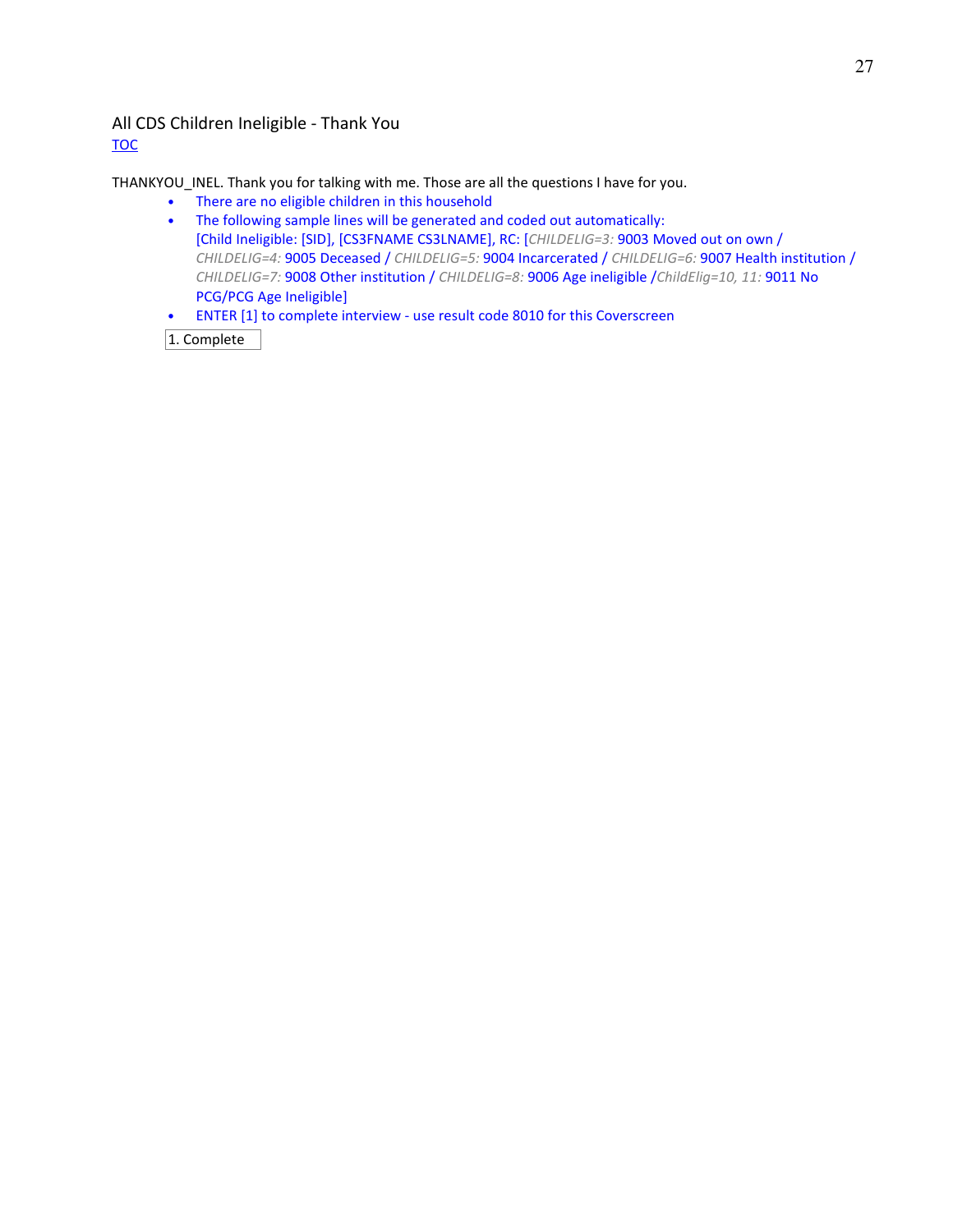## All CDS Children Ineligible - Thank You

TOC

THANKYOU_INEL. Thank you for talking with me. Those are all the questions I have for you.

- There are no eligible children in this household
- The following sample lines will be generated and coded out automatically: [Child Ineligible: [SID], [CS3FNAME CS3LNAME], RC: [*CHILDELIG=3:* 9003 Moved out on own / *CHILDELIG=4:* 9005 Deceased / *CHILDELIG=5:* 9004 Incarcerated / *CHILDELIG=6:* 9007 Health institution / *CHILDELIG=7:* 9008 Other institution / *CHILDELIG=8:* 9006 Age ineligible /*ChildElig=10, 11:* 9011 No PCG/PCG Age Ineligible]
- ENTER [1] to complete interview - use result code 8010 for this Coverscreen

| 1. Complete |
|---|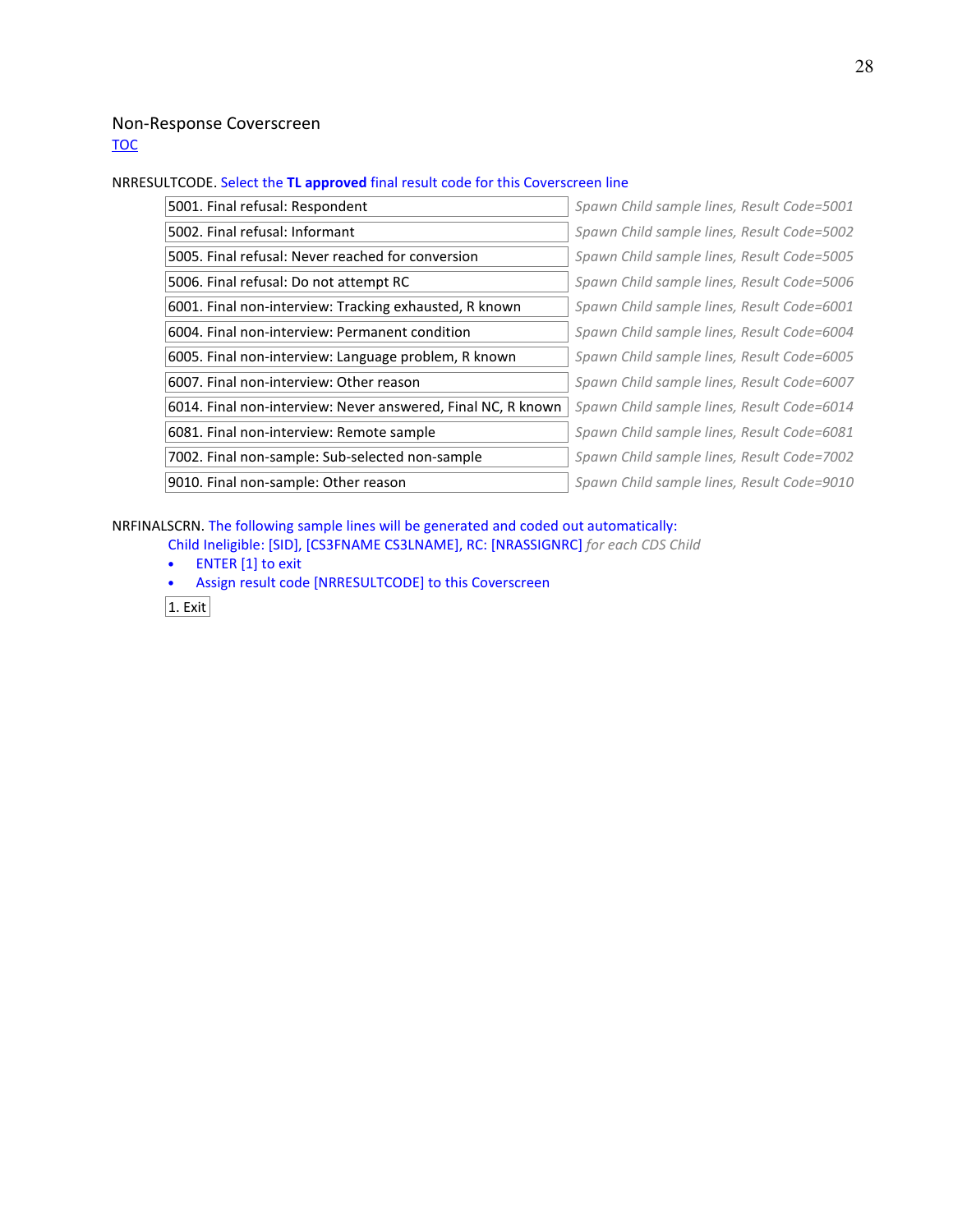## Non-Response Coverscreen

TOC

NRRESULTCODE. Select the **TL approved** final result code for this Coverscreen line

| Option | Action |
|---|---|
| 5001. Final refusal: Respondent | *Spawn Child sample lines, Result Code=5001* |
| 5002. Final refusal: Informant | *Spawn Child sample lines, Result Code=5002* |
| 5005. Final refusal: Never reached for conversion | *Spawn Child sample lines, Result Code=5005* |
| 5006. Final refusal: Do not attempt RC | *Spawn Child sample lines, Result Code=5006* |
| 6001. Final non-interview: Tracking exhausted, R known | *Spawn Child sample lines, Result Code=6001* |
| 6004. Final non-interview: Permanent condition | *Spawn Child sample lines, Result Code=6004* |
| 6005. Final non-interview: Language problem, R known | *Spawn Child sample lines, Result Code=6005* |
| 6007. Final non-interview: Other reason | *Spawn Child sample lines, Result Code=6007* |
| 6014. Final non-interview: Never answered, Final NC, R known | *Spawn Child sample lines, Result Code=6014* |
| 6081. Final non-interview: Remote sample | *Spawn Child sample lines, Result Code=6081* |
| 7002. Final non-sample: Sub-selected non-sample | *Spawn Child sample lines, Result Code=7002* |
| 9010. Final non-sample: Other reason | *Spawn Child sample lines, Result Code=9010* |

NRFINALSCRN. The following sample lines will be generated and coded out automatically:

Child Ineligible: [SID], [CS3FNAME CS3LNAME], RC: [NRASSIGNRC] *for each CDS Child*

- ENTER [1] to exit
- Assign result code [NRRESULTCODE] to this Coverscreen

1. Exit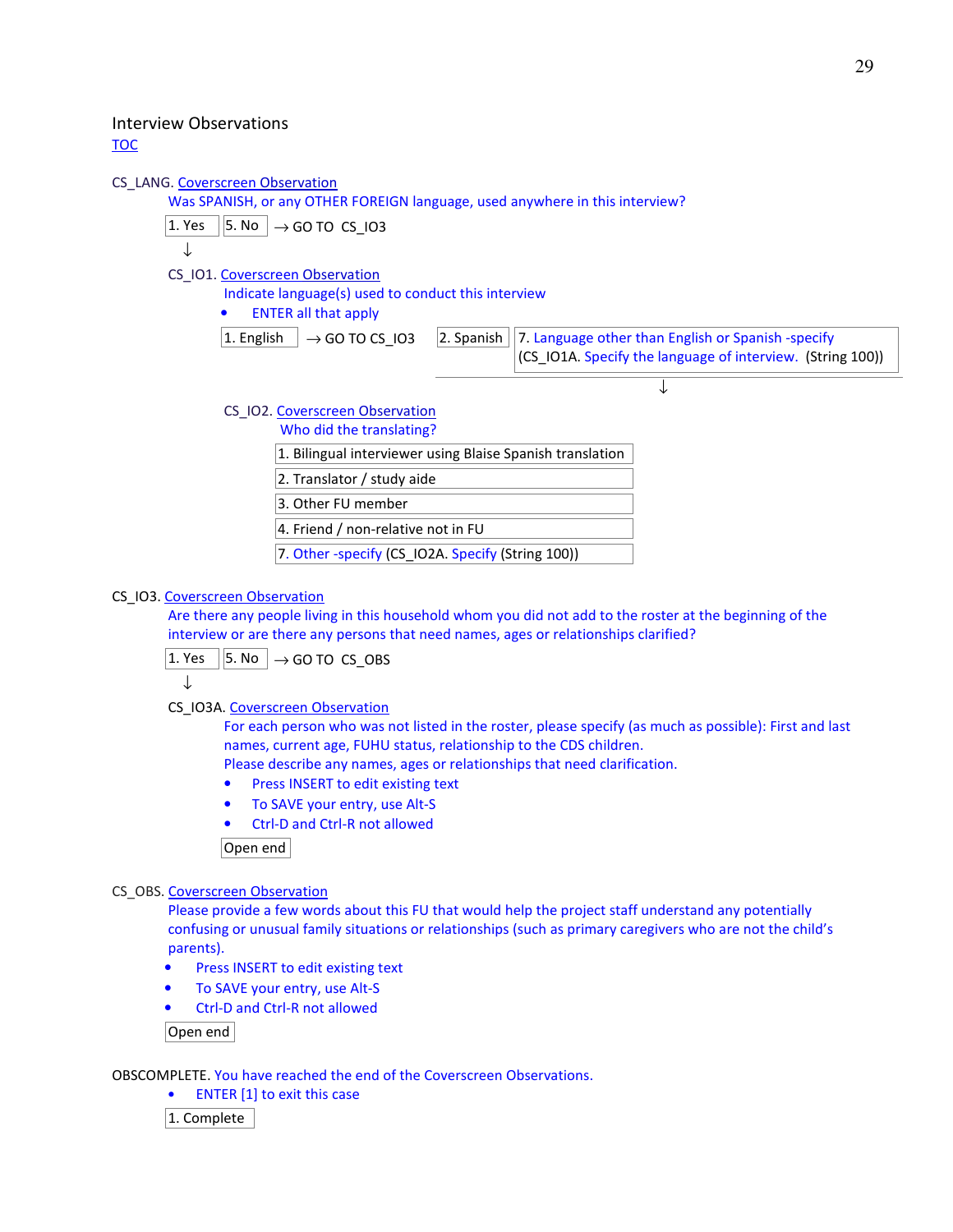## Interview Observations

TOC

CS_LANG. Coverscreen Observation

Was SPANISH, or any OTHER FOREIGN language, used anywhere in this interview?

| | |
|---|---|
| 1. Yes | 5. No → GO TO CS_IO3 |

↓

CS_IO1. Coverscreen Observation

Indicate language(s) used to conduct this interview

- ENTER all that apply

| | | |
|---|---|---|
| 1. English → GO TO CS_IO3 | 2. Spanish | 7. Language other than English or Spanish -specify (CS_IO1A. Specify the language of interview. (String 100)) |

↓

CS_IO2. Coverscreen Observation

Who did the translating?

| |
|---|
| 1. Bilingual interviewer using Blaise Spanish translation |
| 2. Translator / study aide |
| 3. Other FU member |
| 4. Friend / non-relative not in FU |
| 7. Other -specify (CS_IO2A. Specify (String 100)) |

CS_IO3. Coverscreen Observation

Are there any people living in this household whom you did not add to the roster at the beginning of the interview or are there any persons that need names, ages or relationships clarified?

| | |
|---|---|
| 1. Yes | 5. No → GO TO CS_OBS |

↓

CS_IO3A. Coverscreen Observation

For each person who was not listed in the roster, please specify (as much as possible): First and last names, current age, FUHU status, relationship to the CDS children.

Please describe any names, ages or relationships that need clarification.

- Press INSERT to edit existing text
- To SAVE your entry, use Alt-S
- Ctrl-D and Ctrl-R not allowed

Open end

CS_OBS. Coverscreen Observation

Please provide a few words about this FU that would help the project staff understand any potentially confusing or unusual family situations or relationships (such as primary caregivers who are not the child's parents).

- Press INSERT to edit existing text
- To SAVE your entry, use Alt-S
- Ctrl-D and Ctrl-R not allowed

Open end

OBSCOMPLETE. You have reached the end of the Coverscreen Observations.

- ENTER [1] to exit this case

1. Complete